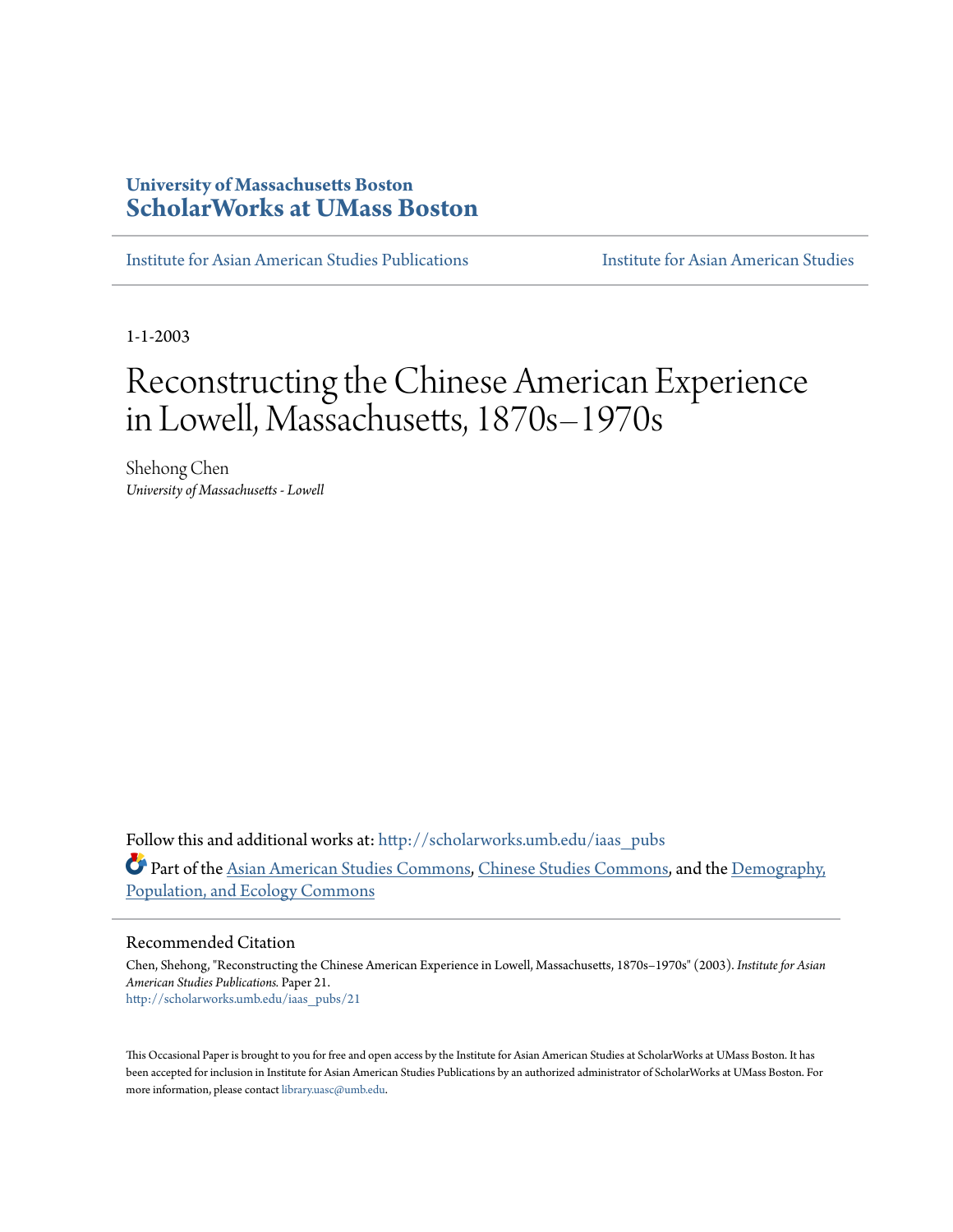University of Massachusetts Boston
**ScholarWorks at UMass Boston**

Institute for Asian American Studies Publications | Institute for Asian American Studies

1-1-2003

# Reconstructing the Chinese American Experience in Lowell, Massachusetts, 1870s–1970s

Shehong Chen
*University of Massachusetts - Lowell*

Follow this and additional works at: http://scholarworks.umb.edu/iaas_pubs

Part of the Asian American Studies Commons, Chinese Studies Commons, and the Demography, Population, and Ecology Commons

## Recommended Citation

Chen, Shehong, "Reconstructing the Chinese American Experience in Lowell, Massachusetts, 1870s–1970s" (2003). *Institute for Asian American Studies Publications.* Paper 21.
http://scholarworks.umb.edu/iaas_pubs/21

This Occasional Paper is brought to you for free and open access by the Institute for Asian American Studies at ScholarWorks at UMass Boston. It has been accepted for inclusion in Institute for Asian American Studies Publications by an authorized administrator of ScholarWorks at UMass Boston. For more information, please contact library.uasc@umb.edu.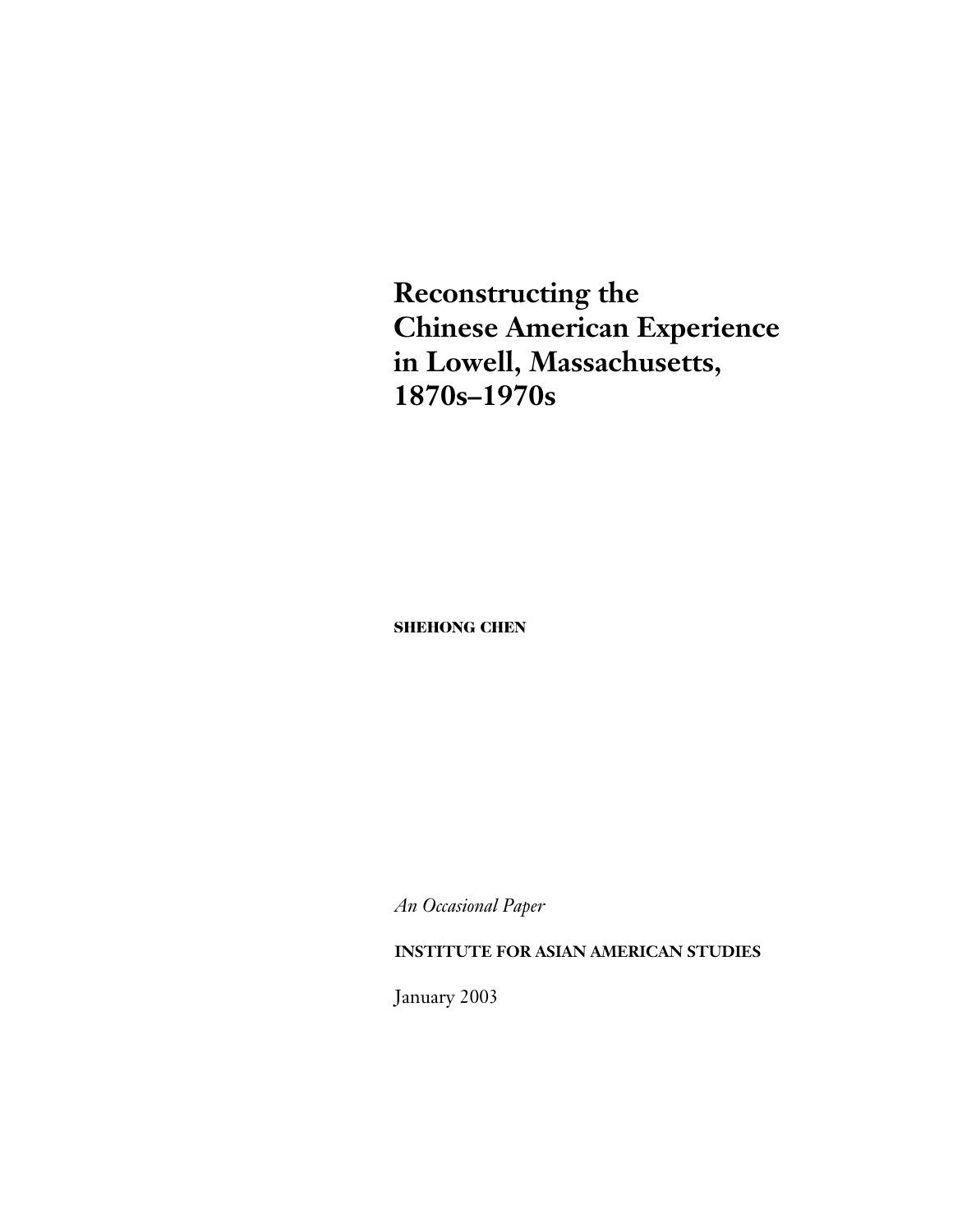# Reconstructing the Chinese American Experience in Lowell, Massachusetts, 1870s–1970s

**SHEHONG CHEN**

*An Occasional Paper*

**INSTITUTE FOR ASIAN AMERICAN STUDIES**

January 2003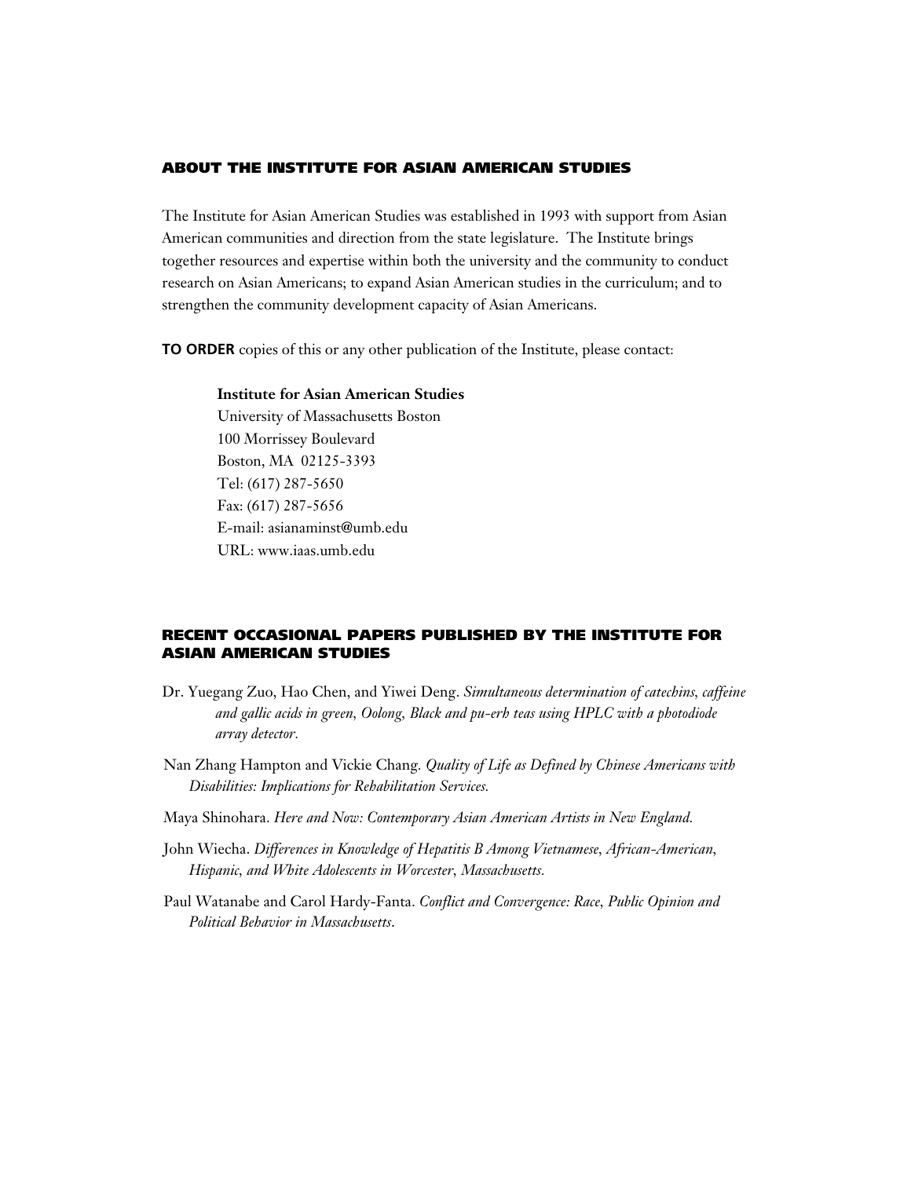## ABOUT THE INSTITUTE FOR ASIAN AMERICAN STUDIES

The Institute for Asian American Studies was established in 1993 with support from Asian American communities and direction from the state legislature. The Institute brings together resources and expertise within both the university and the community to conduct research on Asian Americans; to expand Asian American studies in the curriculum; and to strengthen the community development capacity of Asian Americans.

**TO ORDER** copies of this or any other publication of the Institute, please contact:

**Institute for Asian American Studies**
University of Massachusetts Boston
100 Morrissey Boulevard
Boston, MA 02125-3393
Tel: (617) 287-5650
Fax: (617) 287-5656
E-mail: asianaminst@umb.edu
URL: www.iaas.umb.edu

## RECENT OCCASIONAL PAPERS PUBLISHED BY THE INSTITUTE FOR ASIAN AMERICAN STUDIES

Dr. Yuegang Zuo, Hao Chen, and Yiwei Deng. *Simultaneous determination of catechins, caffeine and gallic acids in green, Oolong, Black and pu-erh teas using HPLC with a photodiode array detector.*

Nan Zhang Hampton and Vickie Chang. *Quality of Life as Defined by Chinese Americans with Disabilities: Implications for Rehabilitation Services.*

Maya Shinohara. *Here and Now: Contemporary Asian American Artists in New England.*

John Wiecha. *Differences in Knowledge of Hepatitis B Among Vietnamese, African-American, Hispanic, and White Adolescents in Worcester, Massachusetts.*

Paul Watanabe and Carol Hardy-Fanta. *Conflict and Convergence: Race, Public Opinion and Political Behavior in Massachusetts*.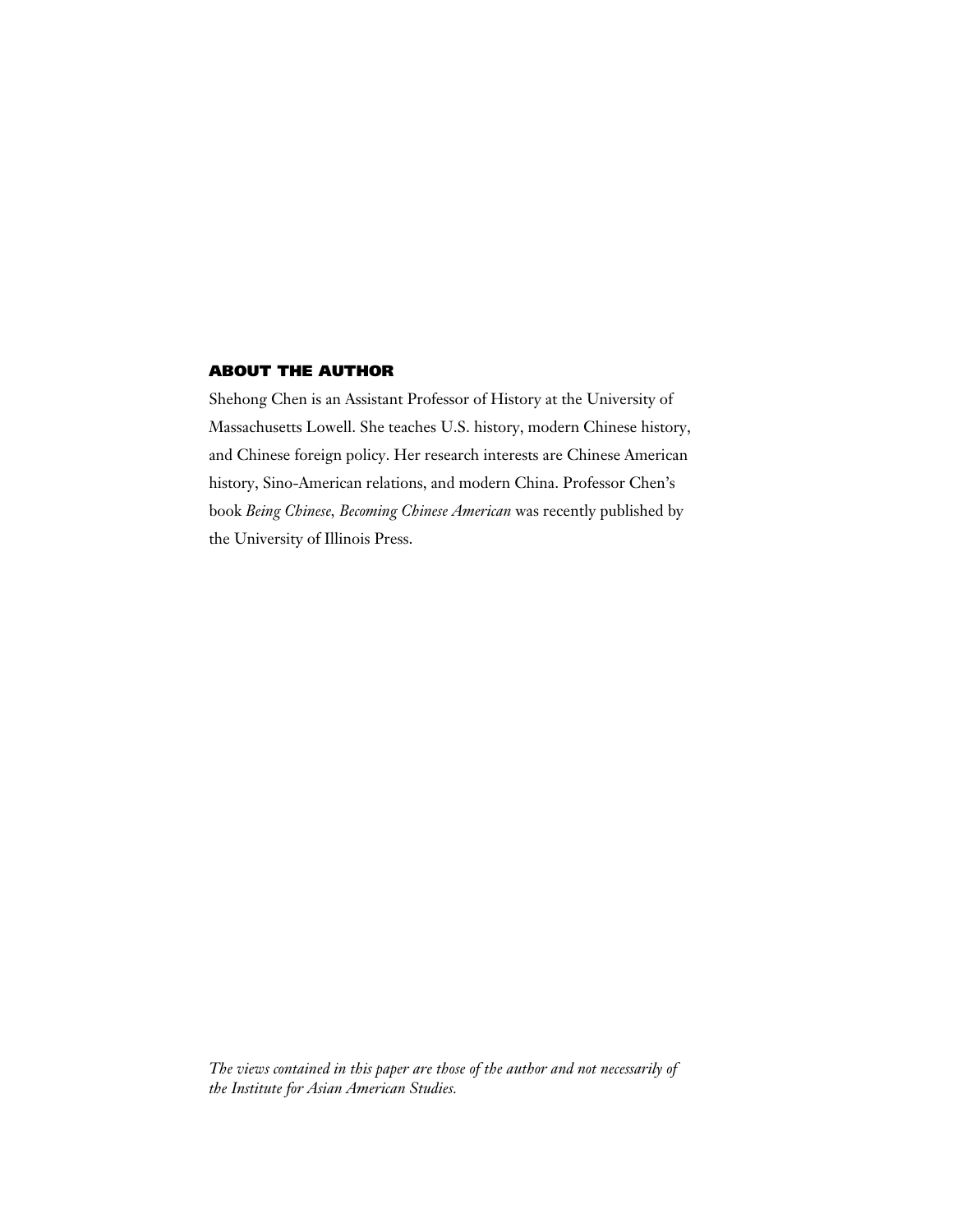## ABOUT THE AUTHOR

Shehong Chen is an Assistant Professor of History at the University of Massachusetts Lowell. She teaches U.S. history, modern Chinese history, and Chinese foreign policy. Her research interests are Chinese American history, Sino-American relations, and modern China. Professor Chen's book *Being Chinese, Becoming Chinese American* was recently published by the University of Illinois Press.

*The views contained in this paper are those of the author and not necessarily of the Institute for Asian American Studies.*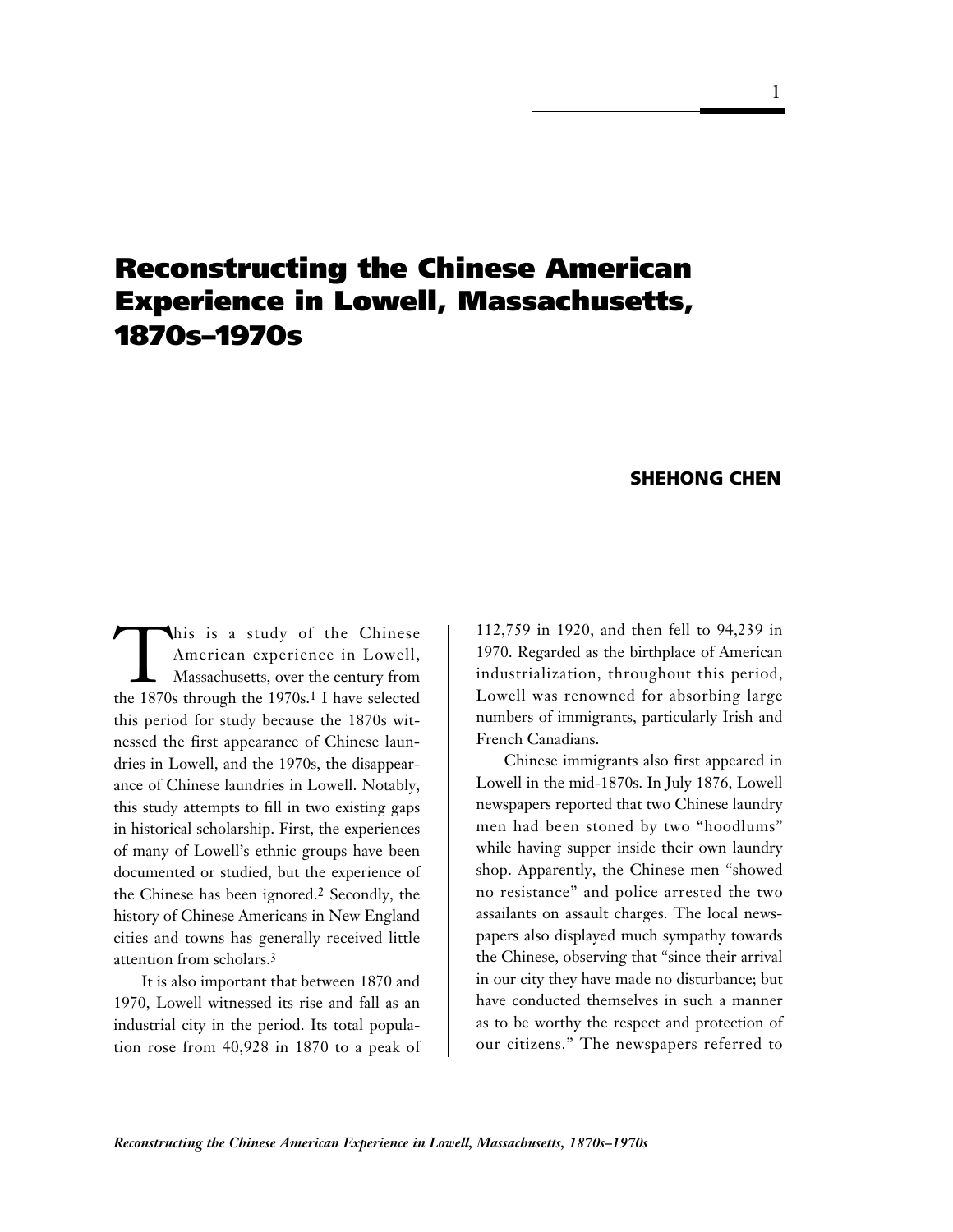# Reconstructing the Chinese American Experience in Lowell, Massachusetts, 1870s–1970s

**SHEHONG CHEN**

This is a study of the Chinese American experience in Lowell, Massachusetts, over the century from the 1870s through the 1970s.[1] I have selected this period for study because the 1870s witnessed the first appearance of Chinese laundries in Lowell, and the 1970s, the disappearance of Chinese laundries in Lowell. Notably, this study attempts to fill in two existing gaps in historical scholarship. First, the experiences of many of Lowell's ethnic groups have been documented or studied, but the experience of the Chinese has been ignored.[2] Secondly, the history of Chinese Americans in New England cities and towns has generally received little attention from scholars.[3]

It is also important that between 1870 and 1970, Lowell witnessed its rise and fall as an industrial city in the period. Its total population rose from 40,928 in 1870 to a peak of 112,759 in 1920, and then fell to 94,239 in 1970. Regarded as the birthplace of American industrialization, throughout this period, Lowell was renowned for absorbing large numbers of immigrants, particularly Irish and French Canadians.

Chinese immigrants also first appeared in Lowell in the mid-1870s. In July 1876, Lowell newspapers reported that two Chinese laundry men had been stoned by two "hoodlums" while having supper inside their own laundry shop. Apparently, the Chinese men "showed no resistance" and police arrested the two assailants on assault charges. The local newspapers also displayed much sympathy towards the Chinese, observing that "since their arrival in our city they have made no disturbance; but have conducted themselves in such a manner as to be worthy the respect and protection of our citizens." The newspapers referred to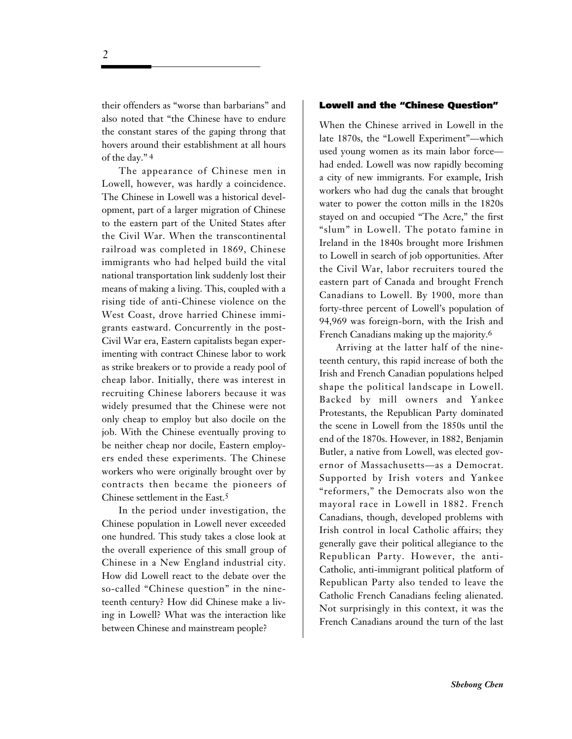their offenders as "worse than barbarians" and also noted that "the Chinese have to endure the constant stares of the gaping throng that hovers around their establishment at all hours of the day."[4]

The appearance of Chinese men in Lowell, however, was hardly a coincidence. The Chinese in Lowell was a historical development, part of a larger migration of Chinese to the eastern part of the United States after the Civil War. When the transcontinental railroad was completed in 1869, Chinese immigrants who had helped build the vital national transportation link suddenly lost their means of making a living. This, coupled with a rising tide of anti-Chinese violence on the West Coast, drove harried Chinese immigrants eastward. Concurrently in the post-Civil War era, Eastern capitalists began experimenting with contract Chinese labor to work as strike breakers or to provide a ready pool of cheap labor. Initially, there was interest in recruiting Chinese laborers because it was widely presumed that the Chinese were not only cheap to employ but also docile on the job. With the Chinese eventually proving to be neither cheap nor docile, Eastern employers ended these experiments. The Chinese workers who were originally brought over by contracts then became the pioneers of Chinese settlement in the East.[5]

In the period under investigation, the Chinese population in Lowell never exceeded one hundred. This study takes a close look at the overall experience of this small group of Chinese in a New England industrial city. How did Lowell react to the debate over the so-called "Chinese question" in the nineteenth century? How did Chinese make a living in Lowell? What was the interaction like between Chinese and mainstream people?

## Lowell and the "Chinese Question"

When the Chinese arrived in Lowell in the late 1870s, the "Lowell Experiment"—which used young women as its main labor force—had ended. Lowell was now rapidly becoming a city of new immigrants. For example, Irish workers who had dug the canals that brought water to power the cotton mills in the 1820s stayed on and occupied "The Acre," the first "slum" in Lowell. The potato famine in Ireland in the 1840s brought more Irishmen to Lowell in search of job opportunities. After the Civil War, labor recruiters toured the eastern part of Canada and brought French Canadians to Lowell. By 1900, more than forty-three percent of Lowell's population of 94,969 was foreign-born, with the Irish and French Canadians making up the majority.[6]

Arriving at the latter half of the nineteenth century, this rapid increase of both the Irish and French Canadian populations helped shape the political landscape in Lowell. Backed by mill owners and Yankee Protestants, the Republican Party dominated the scene in Lowell from the 1850s until the end of the 1870s. However, in 1882, Benjamin Butler, a native from Lowell, was elected governor of Massachusetts—as a Democrat. Supported by Irish voters and Yankee "reformers," the Democrats also won the mayoral race in Lowell in 1882. French Canadians, though, developed problems with Irish control in local Catholic affairs; they generally gave their political allegiance to the Republican Party. However, the anti-Catholic, anti-immigrant political platform of Republican Party also tended to leave the Catholic French Canadians feeling alienated. Not surprisingly in this context, it was the French Canadians around the turn of the last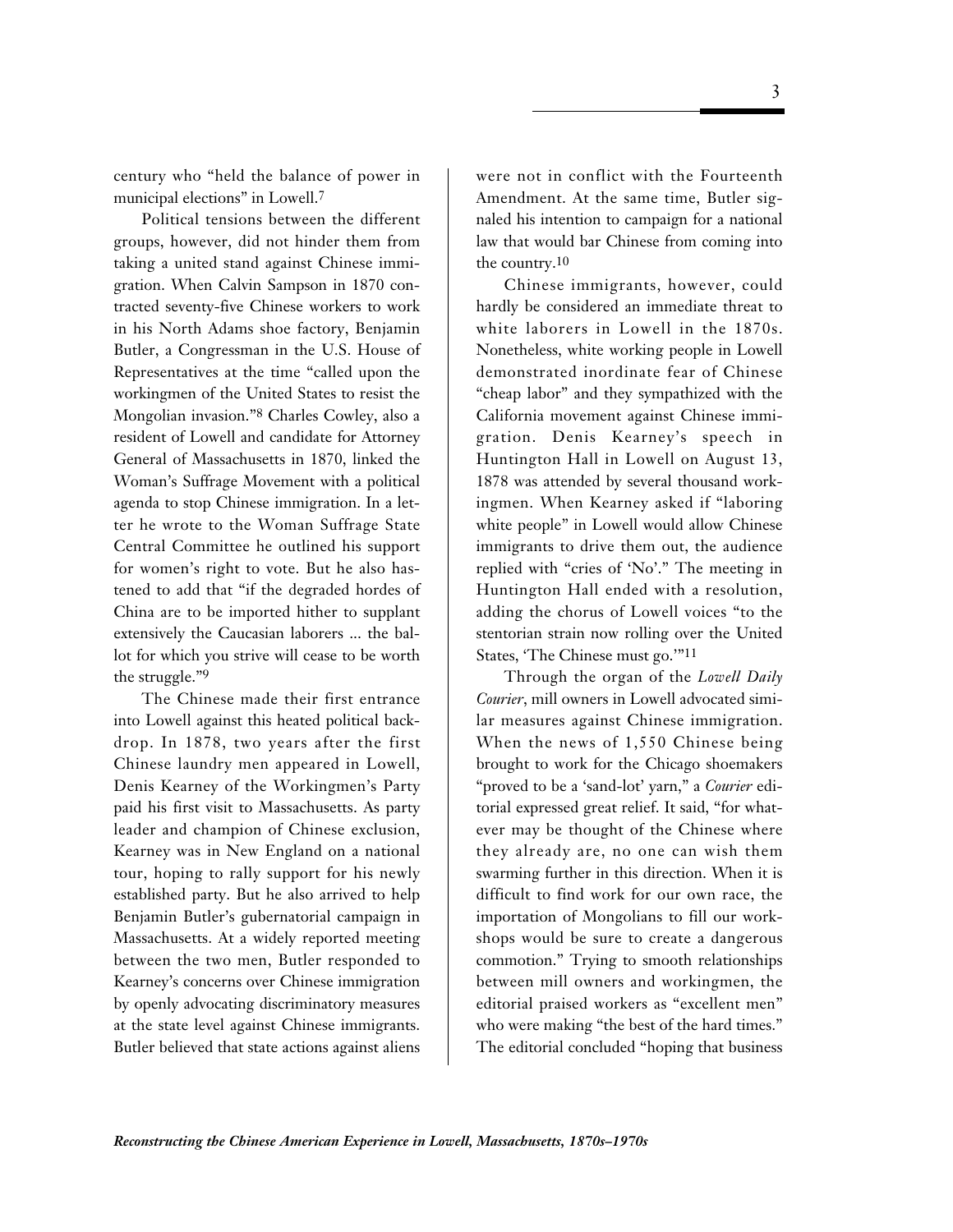century who "held the balance of power in municipal elections" in Lowell.[7]

Political tensions between the different groups, however, did not hinder them from taking a united stand against Chinese immigration. When Calvin Sampson in 1870 contracted seventy-five Chinese workers to work in his North Adams shoe factory, Benjamin Butler, a Congressman in the U.S. House of Representatives at the time "called upon the workingmen of the United States to resist the Mongolian invasion."[8] Charles Cowley, also a resident of Lowell and candidate for Attorney General of Massachusetts in 1870, linked the Woman's Suffrage Movement with a political agenda to stop Chinese immigration. In a letter he wrote to the Woman Suffrage State Central Committee he outlined his support for women's right to vote. But he also hastened to add that "if the degraded hordes of China are to be imported hither to supplant extensively the Caucasian laborers ... the ballot for which you strive will cease to be worth the struggle."[9]

The Chinese made their first entrance into Lowell against this heated political backdrop. In 1878, two years after the first Chinese laundry men appeared in Lowell, Denis Kearney of the Workingmen's Party paid his first visit to Massachusetts. As party leader and champion of Chinese exclusion, Kearney was in New England on a national tour, hoping to rally support for his newly established party. But he also arrived to help Benjamin Butler's gubernatorial campaign in Massachusetts. At a widely reported meeting between the two men, Butler responded to Kearney's concerns over Chinese immigration by openly advocating discriminatory measures at the state level against Chinese immigrants. Butler believed that state actions against aliens were not in conflict with the Fourteenth Amendment. At the same time, Butler signaled his intention to campaign for a national law that would bar Chinese from coming into the country.[10]

Chinese immigrants, however, could hardly be considered an immediate threat to white laborers in Lowell in the 1870s. Nonetheless, white working people in Lowell demonstrated inordinate fear of Chinese "cheap labor" and they sympathized with the California movement against Chinese immigration. Denis Kearney's speech in Huntington Hall in Lowell on August 13, 1878 was attended by several thousand workingmen. When Kearney asked if "laboring white people" in Lowell would allow Chinese immigrants to drive them out, the audience replied with "cries of 'No'." The meeting in Huntington Hall ended with a resolution, adding the chorus of Lowell voices "to the stentorian strain now rolling over the United States, 'The Chinese must go.'"[11]

Through the organ of the *Lowell Daily Courier*, mill owners in Lowell advocated similar measures against Chinese immigration. When the news of 1,550 Chinese being brought to work for the Chicago shoemakers "proved to be a 'sand-lot' yarn," a *Courier* editorial expressed great relief. It said, "for whatever may be thought of the Chinese where they already are, no one can wish them swarming further in this direction. When it is difficult to find work for our own race, the importation of Mongolians to fill our workshops would be sure to create a dangerous commotion." Trying to smooth relationships between mill owners and workingmen, the editorial praised workers as "excellent men" who were making "the best of the hard times." The editorial concluded "hoping that business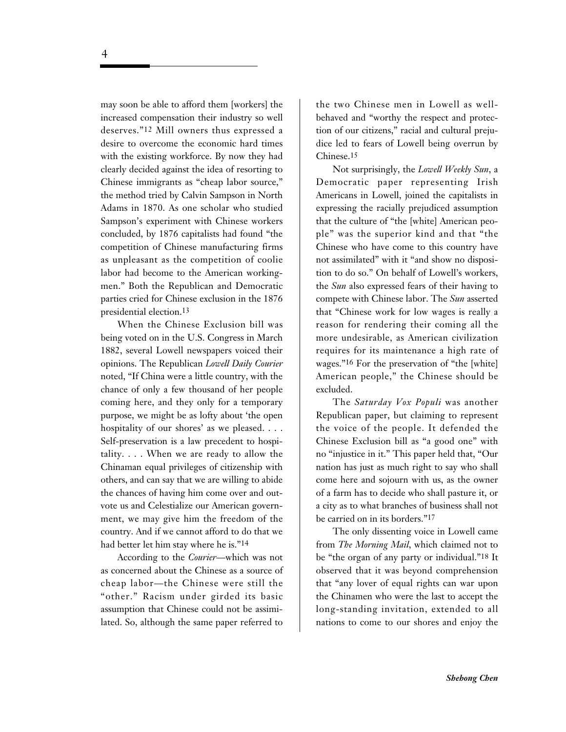may soon be able to afford them [workers] the increased compensation their industry so well deserves."[12] Mill owners thus expressed a desire to overcome the economic hard times with the existing workforce. By now they had clearly decided against the idea of resorting to Chinese immigrants as "cheap labor source," the method tried by Calvin Sampson in North Adams in 1870. As one scholar who studied Sampson's experiment with Chinese workers concluded, by 1876 capitalists had found "the competition of Chinese manufacturing firms as unpleasant as the competition of coolie labor had become to the American workingmen." Both the Republican and Democratic parties cried for Chinese exclusion in the 1876 presidential election.[13]

When the Chinese Exclusion bill was being voted on in the U.S. Congress in March 1882, several Lowell newspapers voiced their opinions. The Republican *Lowell Daily Courier* noted, "If China were a little country, with the chance of only a few thousand of her people coming here, and they only for a temporary purpose, we might be as lofty about 'the open hospitality of our shores' as we pleased. . . . Self-preservation is a law precedent to hospitality. . . . When we are ready to allow the Chinaman equal privileges of citizenship with others, and can say that we are willing to abide the chances of having him come over and outvote us and Celestialize our American government, we may give him the freedom of the country. And if we cannot afford to do that we had better let him stay where he is."[14]

According to the *Courier*—which was not as concerned about the Chinese as a source of cheap labor—the Chinese were still the "other." Racism under girded its basic assumption that Chinese could not be assimilated. So, although the same paper referred to the two Chinese men in Lowell as well-behaved and "worthy the respect and protection of our citizens," racial and cultural prejudice led to fears of Lowell being overrun by Chinese.[15]

Not surprisingly, the *Lowell Weekly Sun*, a Democratic paper representing Irish Americans in Lowell, joined the capitalists in expressing the racially prejudiced assumption that the culture of "the [white] American people" was the superior kind and that "the Chinese who have come to this country have not assimilated" with it "and show no disposition to do so." On behalf of Lowell's workers, the *Sun* also expressed fears of their having to compete with Chinese labor. The *Sun* asserted that "Chinese work for low wages is really a reason for rendering their coming all the more undesirable, as American civilization requires for its maintenance a high rate of wages."[16] For the preservation of "the [white] American people," the Chinese should be excluded.

The *Saturday Vox Populi* was another Republican paper, but claiming to represent the voice of the people. It defended the Chinese Exclusion bill as "a good one" with no "injustice in it." This paper held that, "Our nation has just as much right to say who shall come here and sojourn with us, as the owner of a farm has to decide who shall pasture it, or a city as to what branches of business shall not be carried on in its borders."[17]

The only dissenting voice in Lowell came from *The Morning Mail*, which claimed not to be "the organ of any party or individual."[18] It observed that it was beyond comprehension that "any lover of equal rights can war upon the Chinamen who were the last to accept the long-standing invitation, extended to all nations to come to our shores and enjoy the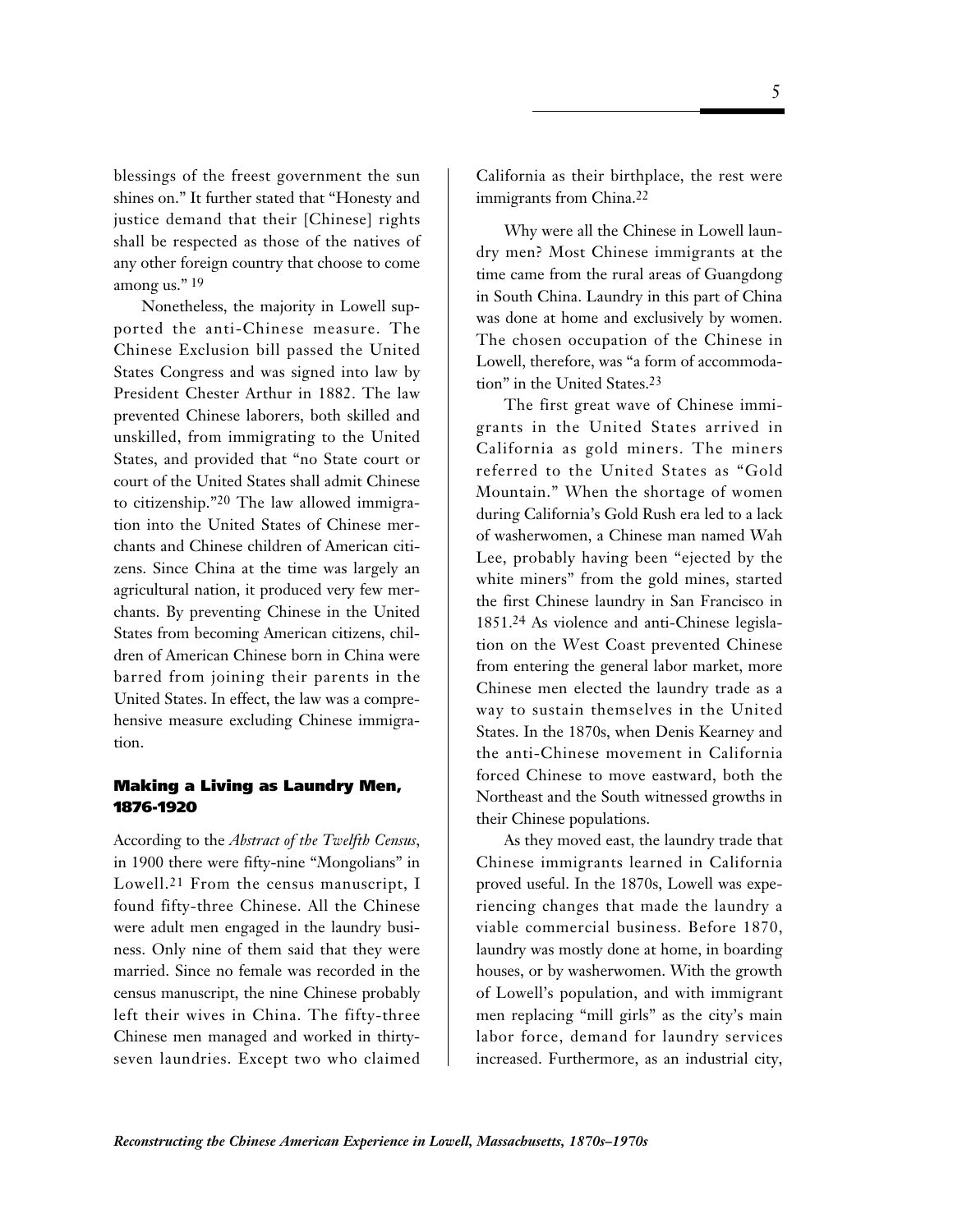blessings of the freest government the sun shines on." It further stated that "Honesty and justice demand that their [Chinese] rights shall be respected as those of the natives of any other foreign country that choose to come among us." [19]

Nonetheless, the majority in Lowell supported the anti-Chinese measure. The Chinese Exclusion bill passed the United States Congress and was signed into law by President Chester Arthur in 1882. The law prevented Chinese laborers, both skilled and unskilled, from immigrating to the United States, and provided that "no State court or court of the United States shall admit Chinese to citizenship."[20] The law allowed immigration into the United States of Chinese merchants and Chinese children of American citizens. Since China at the time was largely an agricultural nation, it produced very few merchants. By preventing Chinese in the United States from becoming American citizens, children of American Chinese born in China were barred from joining their parents in the United States. In effect, the law was a comprehensive measure excluding Chinese immigration.

### Making a Living as Laundry Men, 1876-1920

According to the *Abstract of the Twelfth Census*, in 1900 there were fifty-nine "Mongolians" in Lowell.[21] From the census manuscript, I found fifty-three Chinese. All the Chinese were adult men engaged in the laundry business. Only nine of them said that they were married. Since no female was recorded in the census manuscript, the nine Chinese probably left their wives in China. The fifty-three Chinese men managed and worked in thirty-seven laundries. Except two who claimed California as their birthplace, the rest were immigrants from China.[22]

Why were all the Chinese in Lowell laundry men? Most Chinese immigrants at the time came from the rural areas of Guangdong in South China. Laundry in this part of China was done at home and exclusively by women. The chosen occupation of the Chinese in Lowell, therefore, was "a form of accommodation" in the United States.[23]

The first great wave of Chinese immigrants in the United States arrived in California as gold miners. The miners referred to the United States as "Gold Mountain." When the shortage of women during California's Gold Rush era led to a lack of washerwomen, a Chinese man named Wah Lee, probably having been "ejected by the white miners" from the gold mines, started the first Chinese laundry in San Francisco in 1851.[24] As violence and anti-Chinese legislation on the West Coast prevented Chinese from entering the general labor market, more Chinese men elected the laundry trade as a way to sustain themselves in the United States. In the 1870s, when Denis Kearney and the anti-Chinese movement in California forced Chinese to move eastward, both the Northeast and the South witnessed growths in their Chinese populations.

As they moved east, the laundry trade that Chinese immigrants learned in California proved useful. In the 1870s, Lowell was experiencing changes that made the laundry a viable commercial business. Before 1870, laundry was mostly done at home, in boarding houses, or by washerwomen. With the growth of Lowell's population, and with immigrant men replacing "mill girls" as the city's main labor force, demand for laundry services increased. Furthermore, as an industrial city,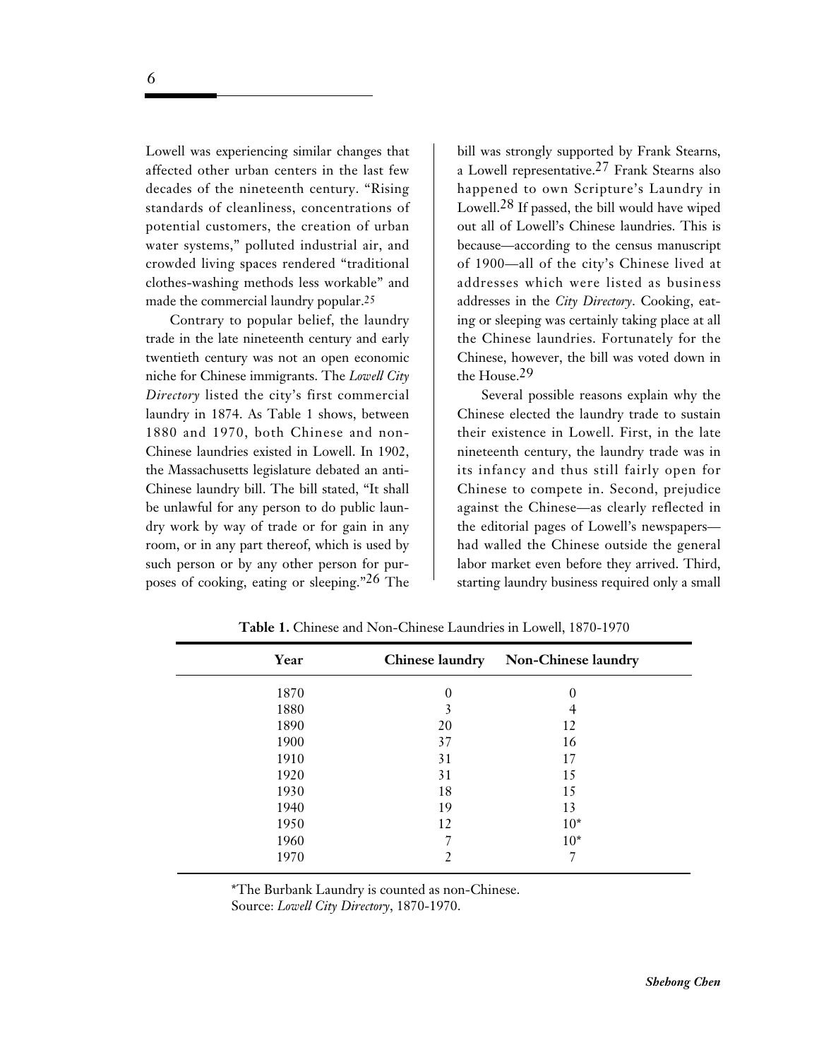Lowell was experiencing similar changes that affected other urban centers in the last few decades of the nineteenth century. "Rising standards of cleanliness, concentrations of potential customers, the creation of urban water systems," polluted industrial air, and crowded living spaces rendered "traditional clothes-washing methods less workable" and made the commercial laundry popular.[25]

Contrary to popular belief, the laundry trade in the late nineteenth century and early twentieth century was not an open economic niche for Chinese immigrants. The *Lowell City Directory* listed the city's first commercial laundry in 1874. As Table 1 shows, between 1880 and 1970, both Chinese and non-Chinese laundries existed in Lowell. In 1902, the Massachusetts legislature debated an anti-Chinese laundry bill. The bill stated, "It shall be unlawful for any person to do public laundry work by way of trade or for gain in any room, or in any part thereof, which is used by such person or by any other person for purposes of cooking, eating or sleeping."[26] The bill was strongly supported by Frank Stearns, a Lowell representative.[27] Frank Stearns also happened to own Scripture's Laundry in Lowell.[28] If passed, the bill would have wiped out all of Lowell's Chinese laundries. This is because—according to the census manuscript of 1900—all of the city's Chinese lived at addresses which were listed as business addresses in the *City Directory*. Cooking, eating or sleeping was certainly taking place at all the Chinese laundries. Fortunately for the Chinese, however, the bill was voted down in the House.[29]

Several possible reasons explain why the Chinese elected the laundry trade to sustain their existence in Lowell. First, in the late nineteenth century, the laundry trade was in its infancy and thus still fairly open for Chinese to compete in. Second, prejudice against the Chinese—as clearly reflected in the editorial pages of Lowell's newspapers—had walled the Chinese outside the general labor market even before they arrived. Third, starting laundry business required only a small

**Table 1.** Chinese and Non-Chinese Laundries in Lowell, 1870-1970

| Year | Chinese laundry | Non-Chinese laundry |
|---|---|---|
| 1870 | 0 | 0 |
| 1880 | 3 | 4 |
| 1890 | 20 | 12 |
| 1900 | 37 | 16 |
| 1910 | 31 | 17 |
| 1920 | 31 | 15 |
| 1930 | 18 | 15 |
| 1940 | 19 | 13 |
| 1950 | 12 | 10* |
| 1960 | 7 | 10* |
| 1970 | 2 | 7 |

*The Burbank Laundry is counted as non-Chinese.
Source: *Lowell City Directory*, 1870-1970.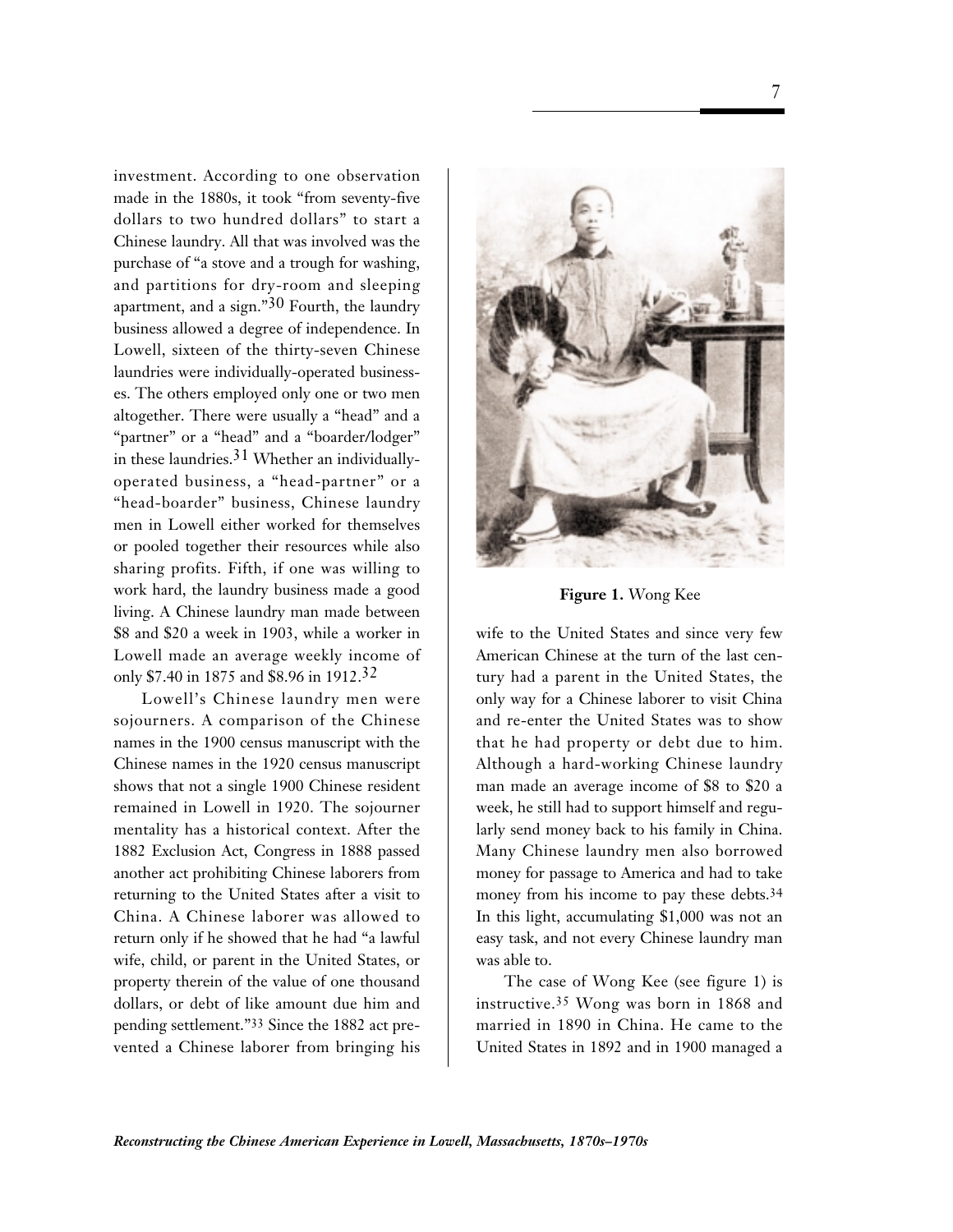investment. According to one observation made in the 1880s, it took "from seventy-five dollars to two hundred dollars" to start a Chinese laundry. All that was involved was the purchase of "a stove and a trough for washing, and partitions for dry-room and sleeping apartment, and a sign."[30] Fourth, the laundry business allowed a degree of independence. In Lowell, sixteen of the thirty-seven Chinese laundries were individually-operated businesses. The others employed only one or two men altogether. There were usually a "head" and a "partner" or a "head" and a "boarder/lodger" in these laundries.[31] Whether an individually-operated business, a "head-partner" or a "head-boarder" business, Chinese laundry men in Lowell either worked for themselves or pooled together their resources while also sharing profits. Fifth, if one was willing to work hard, the laundry business made a good living. A Chinese laundry man made between $8 and $20 a week in 1903, while a worker in Lowell made an average weekly income of only $7.40 in 1875 and $8.96 in 1912.[32]

Lowell's Chinese laundry men were sojourners. A comparison of the Chinese names in the 1900 census manuscript with the Chinese names in the 1920 census manuscript shows that not a single 1900 Chinese resident remained in Lowell in 1920. The sojourner mentality has a historical context. After the 1882 Exclusion Act, Congress in 1888 passed another act prohibiting Chinese laborers from returning to the United States after a visit to China. A Chinese laborer was allowed to return only if he showed that he had "a lawful wife, child, or parent in the United States, or property therein of the value of one thousand dollars, or debt of like amount due him and pending settlement."[33] Since the 1882 act prevented a Chinese laborer from bringing his wife to the United States and since very few American Chinese at the turn of the last century had a parent in the United States, the only way for a Chinese laborer to visit China and re-enter the United States was to show that he had property or debt due to him. Although a hard-working Chinese laundry man made an average income of $8 to $20 a week, he still had to support himself and regularly send money back to his family in China. Many Chinese laundry men also borrowed money for passage to America and had to take money from his income to pay these debts.[34] In this light, accumulating $1,000 was not an easy task, and not every Chinese laundry man was able to.

**Figure 1.** Wong Kee

The case of Wong Kee (see figure 1) is instructive.[35] Wong was born in 1868 and married in 1890 in China. He came to the United States in 1892 and in 1900 managed a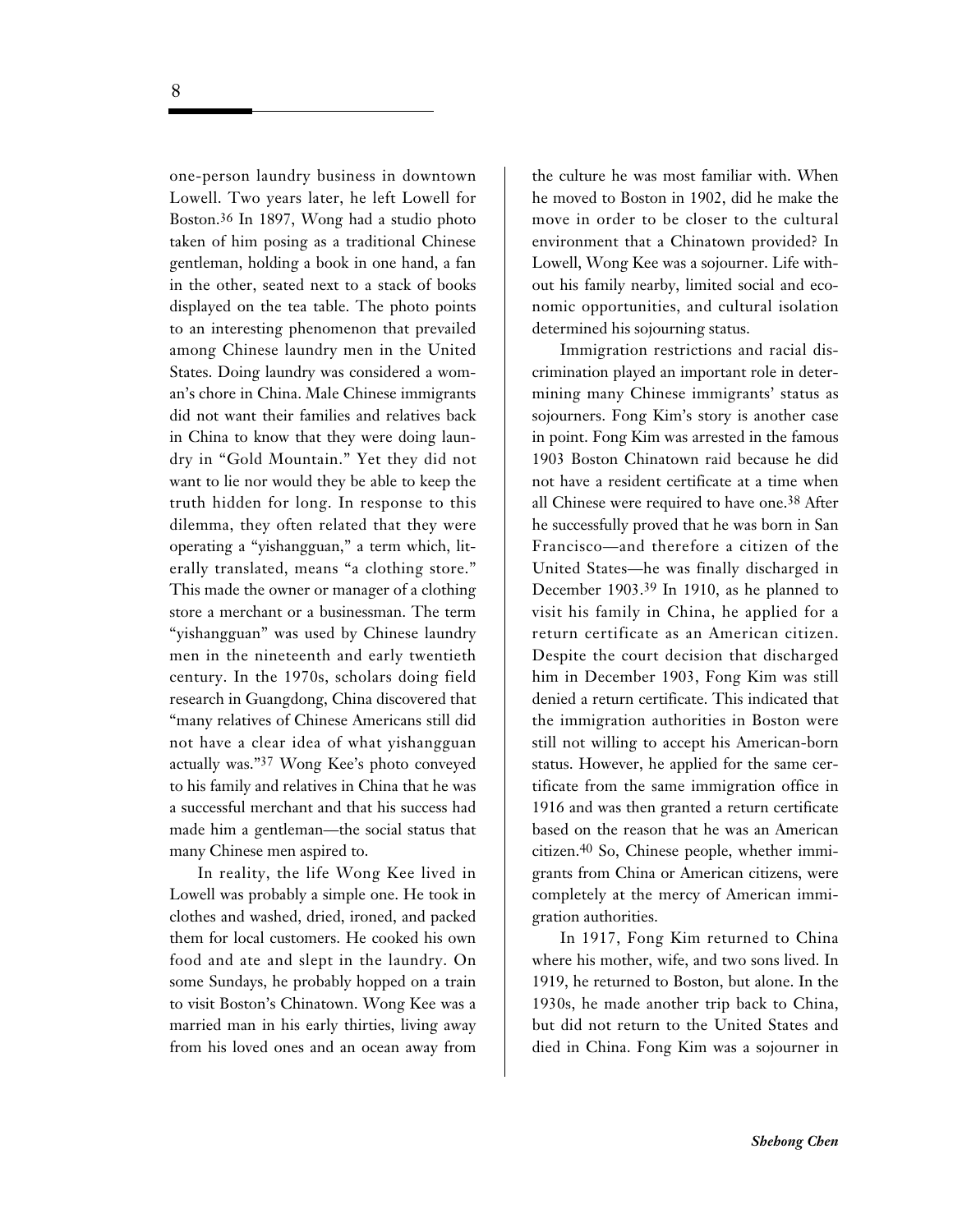one-person laundry business in downtown Lowell. Two years later, he left Lowell for Boston.[36] In 1897, Wong had a studio photo taken of him posing as a traditional Chinese gentleman, holding a book in one hand, a fan in the other, seated next to a stack of books displayed on the tea table. The photo points to an interesting phenomenon that prevailed among Chinese laundry men in the United States. Doing laundry was considered a woman's chore in China. Male Chinese immigrants did not want their families and relatives back in China to know that they were doing laundry in "Gold Mountain." Yet they did not want to lie nor would they be able to keep the truth hidden for long. In response to this dilemma, they often related that they were operating a "yishangguan," a term which, literally translated, means "a clothing store." This made the owner or manager of a clothing store a merchant or a businessman. The term "yishangguan" was used by Chinese laundry men in the nineteenth and early twentieth century. In the 1970s, scholars doing field research in Guangdong, China discovered that "many relatives of Chinese Americans still did not have a clear idea of what yishangguan actually was."[37] Wong Kee's photo conveyed to his family and relatives in China that he was a successful merchant and that his success had made him a gentleman—the social status that many Chinese men aspired to.

In reality, the life Wong Kee lived in Lowell was probably a simple one. He took in clothes and washed, dried, ironed, and packed them for local customers. He cooked his own food and ate and slept in the laundry. On some Sundays, he probably hopped on a train to visit Boston's Chinatown. Wong Kee was a married man in his early thirties, living away from his loved ones and an ocean away from the culture he was most familiar with. When he moved to Boston in 1902, did he make the move in order to be closer to the cultural environment that a Chinatown provided? In Lowell, Wong Kee was a sojourner. Life without his family nearby, limited social and economic opportunities, and cultural isolation determined his sojourning status.

Immigration restrictions and racial discrimination played an important role in determining many Chinese immigrants' status as sojourners. Fong Kim's story is another case in point. Fong Kim was arrested in the famous 1903 Boston Chinatown raid because he did not have a resident certificate at a time when all Chinese were required to have one.[38] After he successfully proved that he was born in San Francisco—and therefore a citizen of the United States—he was finally discharged in December 1903.[39] In 1910, as he planned to visit his family in China, he applied for a return certificate as an American citizen. Despite the court decision that discharged him in December 1903, Fong Kim was still denied a return certificate. This indicated that the immigration authorities in Boston were still not willing to accept his American-born status. However, he applied for the same certificate from the same immigration office in 1916 and was then granted a return certificate based on the reason that he was an American citizen.[40] So, Chinese people, whether immigrants from China or American citizens, were completely at the mercy of American immigration authorities.

In 1917, Fong Kim returned to China where his mother, wife, and two sons lived. In 1919, he returned to Boston, but alone. In the 1930s, he made another trip back to China, but did not return to the United States and died in China. Fong Kim was a sojourner in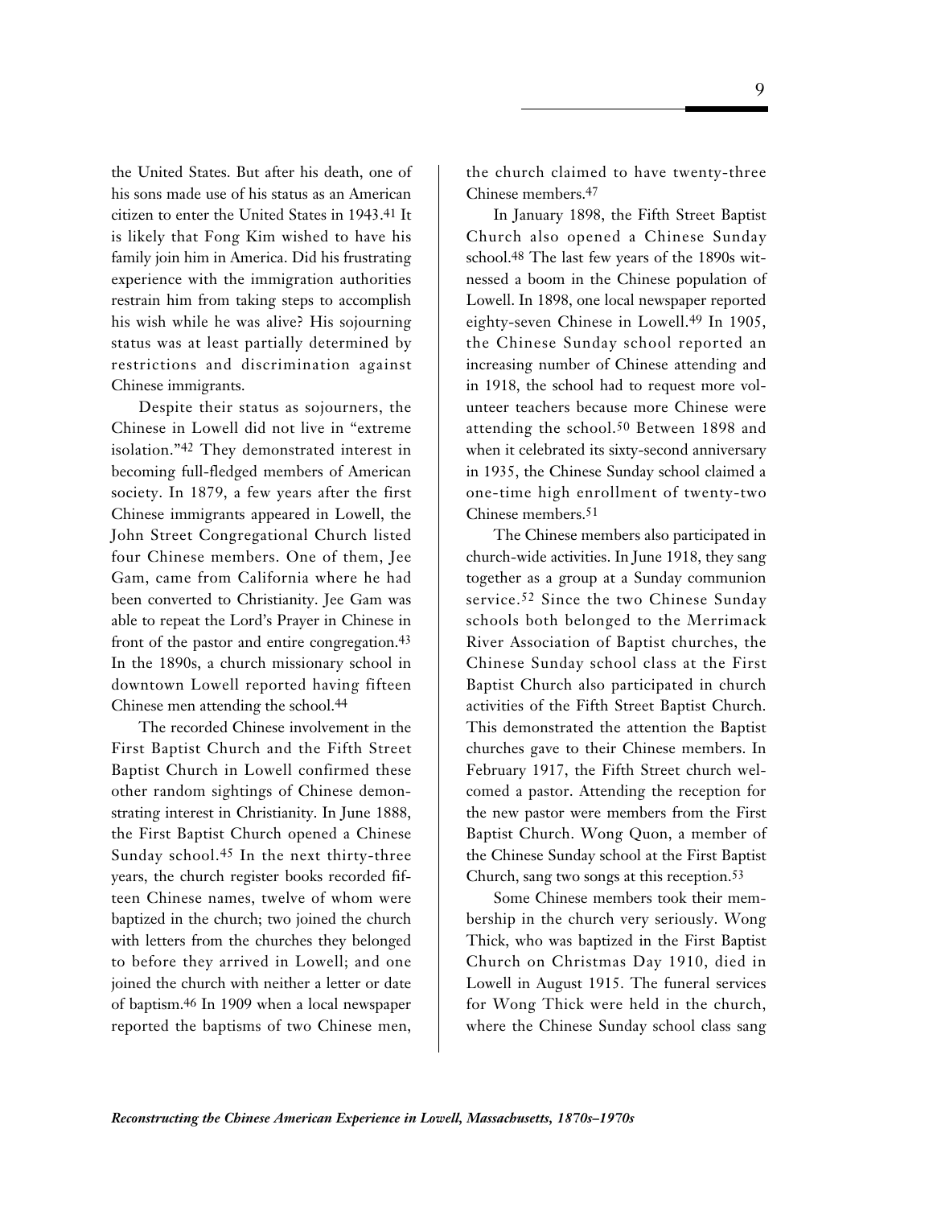the United States. But after his death, one of his sons made use of his status as an American citizen to enter the United States in 1943.[41] It is likely that Fong Kim wished to have his family join him in America. Did his frustrating experience with the immigration authorities restrain him from taking steps to accomplish his wish while he was alive? His sojourning status was at least partially determined by restrictions and discrimination against Chinese immigrants.

Despite their status as sojourners, the Chinese in Lowell did not live in "extreme isolation."[42] They demonstrated interest in becoming full-fledged members of American society. In 1879, a few years after the first Chinese immigrants appeared in Lowell, the John Street Congregational Church listed four Chinese members. One of them, Jee Gam, came from California where he had been converted to Christianity. Jee Gam was able to repeat the Lord's Prayer in Chinese in front of the pastor and entire congregation.[43] In the 1890s, a church missionary school in downtown Lowell reported having fifteen Chinese men attending the school.[44]

The recorded Chinese involvement in the First Baptist Church and the Fifth Street Baptist Church in Lowell confirmed these other random sightings of Chinese demonstrating interest in Christianity. In June 1888, the First Baptist Church opened a Chinese Sunday school.[45] In the next thirty-three years, the church register books recorded fifteen Chinese names, twelve of whom were baptized in the church; two joined the church with letters from the churches they belonged to before they arrived in Lowell; and one joined the church with neither a letter or date of baptism.[46] In 1909 when a local newspaper reported the baptisms of two Chinese men, the church claimed to have twenty-three Chinese members.[47]

In January 1898, the Fifth Street Baptist Church also opened a Chinese Sunday school.[48] The last few years of the 1890s witnessed a boom in the Chinese population of Lowell. In 1898, one local newspaper reported eighty-seven Chinese in Lowell.[49] In 1905, the Chinese Sunday school reported an increasing number of Chinese attending and in 1918, the school had to request more volunteer teachers because more Chinese were attending the school.[50] Between 1898 and when it celebrated its sixty-second anniversary in 1935, the Chinese Sunday school claimed a one-time high enrollment of twenty-two Chinese members.[51]

The Chinese members also participated in church-wide activities. In June 1918, they sang together as a group at a Sunday communion service.[52] Since the two Chinese Sunday schools both belonged to the Merrimack River Association of Baptist churches, the Chinese Sunday school class at the First Baptist Church also participated in church activities of the Fifth Street Baptist Church. This demonstrated the attention the Baptist churches gave to their Chinese members. In February 1917, the Fifth Street church welcomed a pastor. Attending the reception for the new pastor were members from the First Baptist Church. Wong Quon, a member of the Chinese Sunday school at the First Baptist Church, sang two songs at this reception.[53]

Some Chinese members took their membership in the church very seriously. Wong Thick, who was baptized in the First Baptist Church on Christmas Day 1910, died in Lowell in August 1915. The funeral services for Wong Thick were held in the church, where the Chinese Sunday school class sang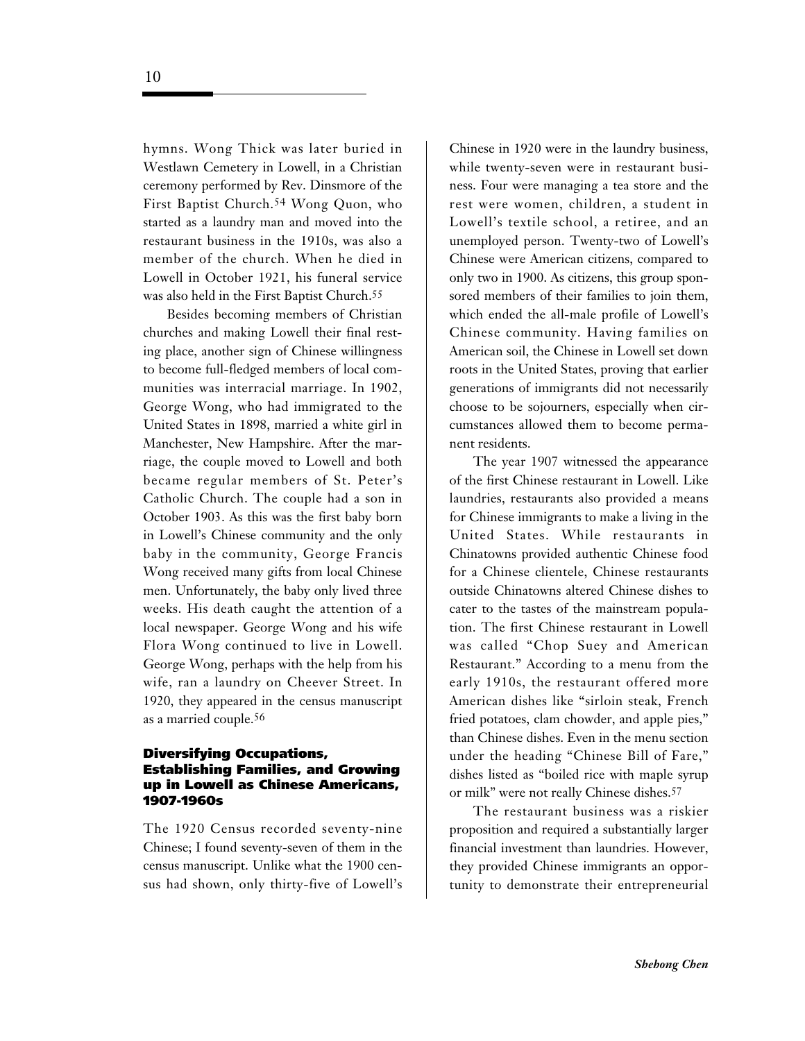hymns. Wong Thick was later buried in Westlawn Cemetery in Lowell, in a Christian ceremony performed by Rev. Dinsmore of the First Baptist Church.[54] Wong Quon, who started as a laundry man and moved into the restaurant business in the 1910s, was also a member of the church. When he died in Lowell in October 1921, his funeral service was also held in the First Baptist Church.[55]

Besides becoming members of Christian churches and making Lowell their final resting place, another sign of Chinese willingness to become full-fledged members of local communities was interracial marriage. In 1902, George Wong, who had immigrated to the United States in 1898, married a white girl in Manchester, New Hampshire. After the marriage, the couple moved to Lowell and both became regular members of St. Peter's Catholic Church. The couple had a son in October 1903. As this was the first baby born in Lowell's Chinese community and the only baby in the community, George Francis Wong received many gifts from local Chinese men. Unfortunately, the baby only lived three weeks. His death caught the attention of a local newspaper. George Wong and his wife Flora Wong continued to live in Lowell. George Wong, perhaps with the help from his wife, ran a laundry on Cheever Street. In 1920, they appeared in the census manuscript as a married couple.[56]

### Diversifying Occupations, Establishing Families, and Growing up in Lowell as Chinese Americans, 1907-1960s

The 1920 Census recorded seventy-nine Chinese; I found seventy-seven of them in the census manuscript. Unlike what the 1900 census had shown, only thirty-five of Lowell's Chinese in 1920 were in the laundry business, while twenty-seven were in restaurant business. Four were managing a tea store and the rest were women, children, a student in Lowell's textile school, a retiree, and an unemployed person. Twenty-two of Lowell's Chinese were American citizens, compared to only two in 1900. As citizens, this group sponsored members of their families to join them, which ended the all-male profile of Lowell's Chinese community. Having families on American soil, the Chinese in Lowell set down roots in the United States, proving that earlier generations of immigrants did not necessarily choose to be sojourners, especially when circumstances allowed them to become permanent residents.

The year 1907 witnessed the appearance of the first Chinese restaurant in Lowell. Like laundries, restaurants also provided a means for Chinese immigrants to make a living in the United States. While restaurants in Chinatowns provided authentic Chinese food for a Chinese clientele, Chinese restaurants outside Chinatowns altered Chinese dishes to cater to the tastes of the mainstream population. The first Chinese restaurant in Lowell was called "Chop Suey and American Restaurant." According to a menu from the early 1910s, the restaurant offered more American dishes like "sirloin steak, French fried potatoes, clam chowder, and apple pies," than Chinese dishes. Even in the menu section under the heading "Chinese Bill of Fare," dishes listed as "boiled rice with maple syrup or milk" were not really Chinese dishes.[57]

The restaurant business was a riskier proposition and required a substantially larger financial investment than laundries. However, they provided Chinese immigrants an opportunity to demonstrate their entrepreneurial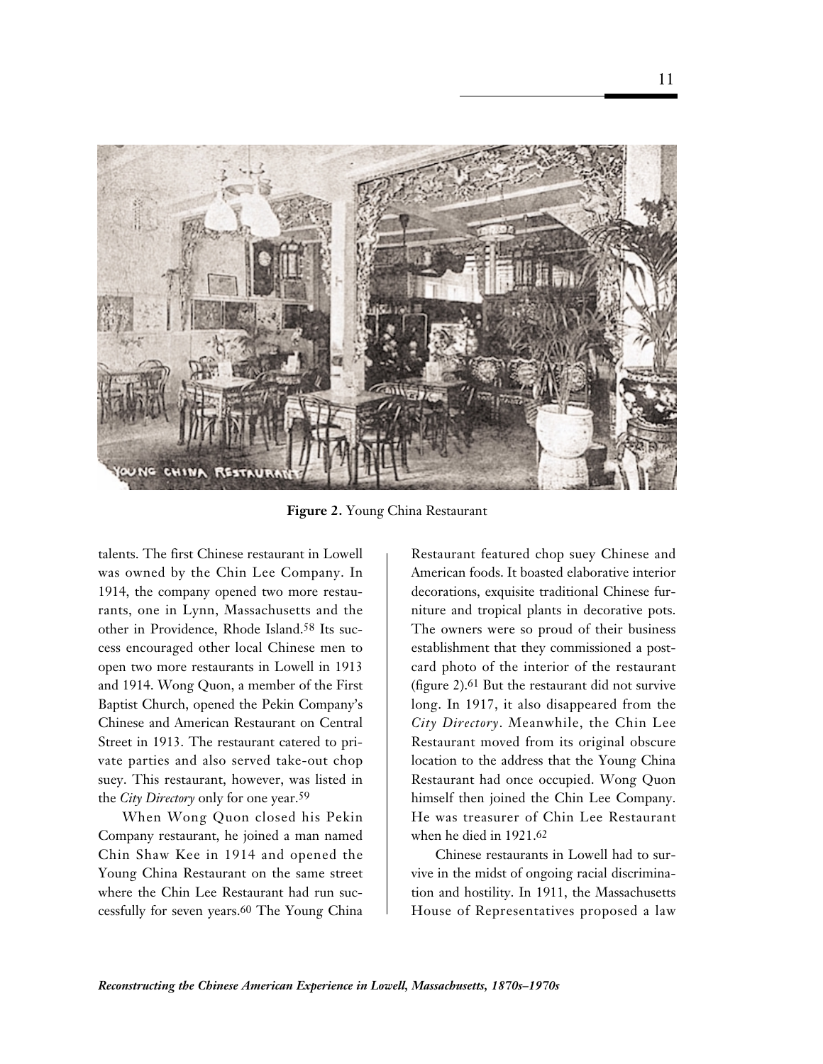**Figure 2.** Young China Restaurant

talents. The first Chinese restaurant in Lowell was owned by the Chin Lee Company. In 1914, the company opened two more restaurants, one in Lynn, Massachusetts and the other in Providence, Rhode Island.[58] Its success encouraged other local Chinese men to open two more restaurants in Lowell in 1913 and 1914. Wong Quon, a member of the First Baptist Church, opened the Pekin Company's Chinese and American Restaurant on Central Street in 1913. The restaurant catered to private parties and also served take-out chop suey. This restaurant, however, was listed in the *City Directory* only for one year.[59]

When Wong Quon closed his Pekin Company restaurant, he joined a man named Chin Shaw Kee in 1914 and opened the Young China Restaurant on the same street where the Chin Lee Restaurant had run successfully for seven years.[60] The Young China Restaurant featured chop suey Chinese and American foods. It boasted elaborative interior decorations, exquisite traditional Chinese furniture and tropical plants in decorative pots. The owners were so proud of their business establishment that they commissioned a postcard photo of the interior of the restaurant (figure 2).[61] But the restaurant did not survive long. In 1917, it also disappeared from the *City Directory*. Meanwhile, the Chin Lee Restaurant moved from its original obscure location to the address that the Young China Restaurant had once occupied. Wong Quon himself then joined the Chin Lee Company. He was treasurer of Chin Lee Restaurant when he died in 1921.[62]

Chinese restaurants in Lowell had to survive in the midst of ongoing racial discrimination and hostility. In 1911, the Massachusetts House of Representatives proposed a law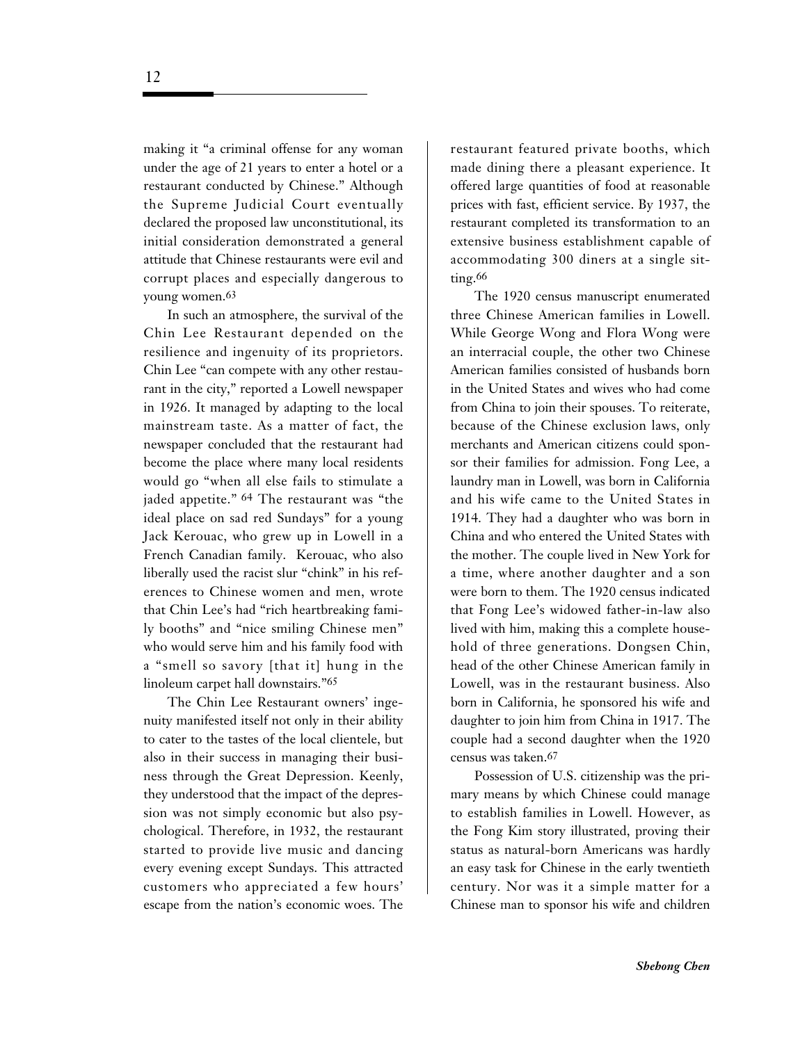making it "a criminal offense for any woman under the age of 21 years to enter a hotel or a restaurant conducted by Chinese." Although the Supreme Judicial Court eventually declared the proposed law unconstitutional, its initial consideration demonstrated a general attitude that Chinese restaurants were evil and corrupt places and especially dangerous to young women.[63]

In such an atmosphere, the survival of the Chin Lee Restaurant depended on the resilience and ingenuity of its proprietors. Chin Lee "can compete with any other restaurant in the city," reported a Lowell newspaper in 1926. It managed by adapting to the local mainstream taste. As a matter of fact, the newspaper concluded that the restaurant had become the place where many local residents would go "when all else fails to stimulate a jaded appetite." [64] The restaurant was "the ideal place on sad red Sundays" for a young Jack Kerouac, who grew up in Lowell in a French Canadian family. Kerouac, who also liberally used the racist slur "chink" in his references to Chinese women and men, wrote that Chin Lee's had "rich heartbreaking family booths" and "nice smiling Chinese men" who would serve him and his family food with a "smell so savory [that it] hung in the linoleum carpet hall downstairs."[65]

The Chin Lee Restaurant owners' ingenuity manifested itself not only in their ability to cater to the tastes of the local clientele, but also in their success in managing their business through the Great Depression. Keenly, they understood that the impact of the depression was not simply economic but also psychological. Therefore, in 1932, the restaurant started to provide live music and dancing every evening except Sundays. This attracted customers who appreciated a few hours' escape from the nation's economic woes. The restaurant featured private booths, which made dining there a pleasant experience. It offered large quantities of food at reasonable prices with fast, efficient service. By 1937, the restaurant completed its transformation to an extensive business establishment capable of accommodating 300 diners at a single sitting.[66]

The 1920 census manuscript enumerated three Chinese American families in Lowell. While George Wong and Flora Wong were an interracial couple, the other two Chinese American families consisted of husbands born in the United States and wives who had come from China to join their spouses. To reiterate, because of the Chinese exclusion laws, only merchants and American citizens could sponsor their families for admission. Fong Lee, a laundry man in Lowell, was born in California and his wife came to the United States in 1914. They had a daughter who was born in China and who entered the United States with the mother. The couple lived in New York for a time, where another daughter and a son were born to them. The 1920 census indicated that Fong Lee's widowed father-in-law also lived with him, making this a complete household of three generations. Dongsen Chin, head of the other Chinese American family in Lowell, was in the restaurant business. Also born in California, he sponsored his wife and daughter to join him from China in 1917. The couple had a second daughter when the 1920 census was taken.[67]

Possession of U.S. citizenship was the primary means by which Chinese could manage to establish families in Lowell. However, as the Fong Kim story illustrated, proving their status as natural-born Americans was hardly an easy task for Chinese in the early twentieth century. Nor was it a simple matter for a Chinese man to sponsor his wife and children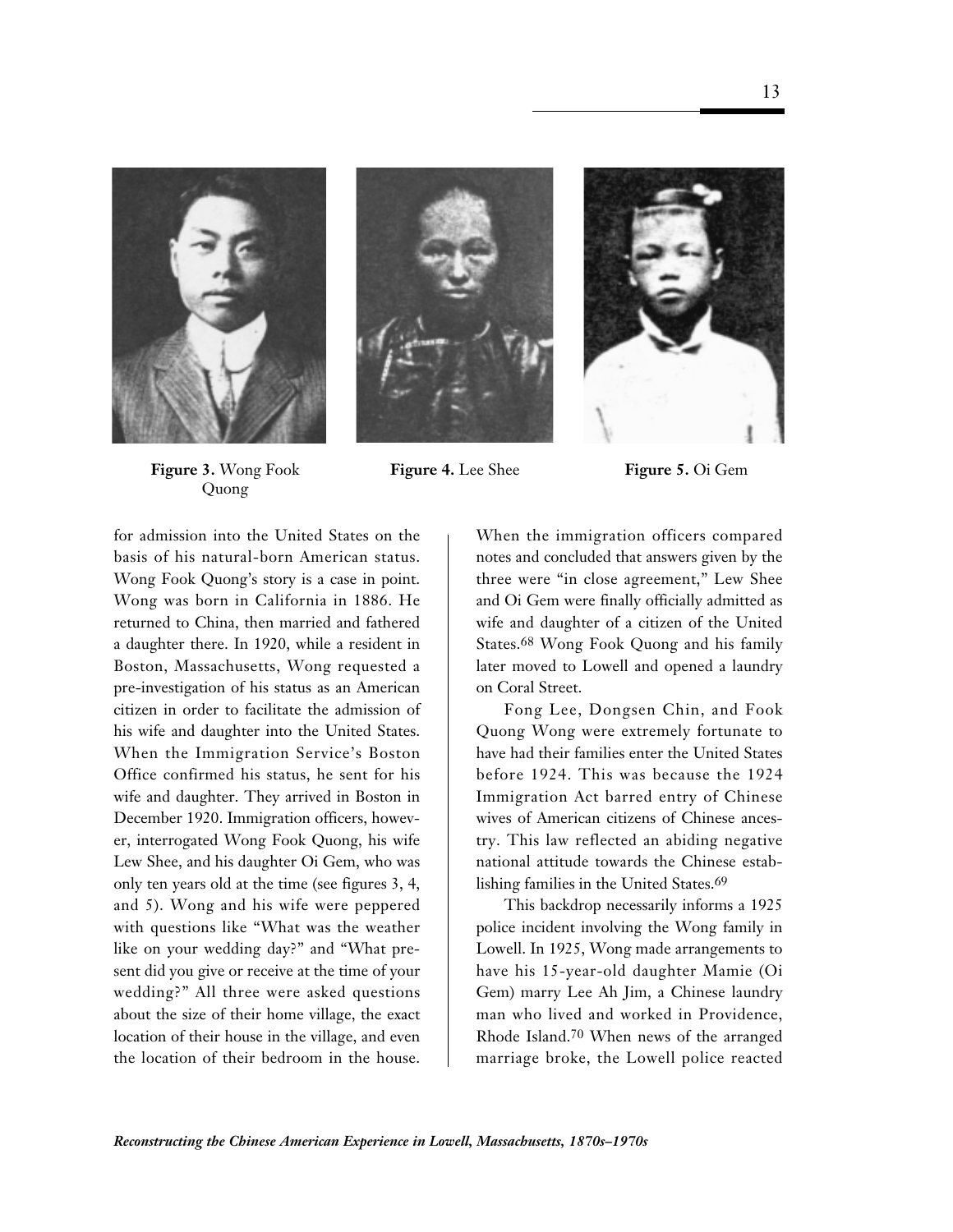Figure 3. Wong Fook Quong

Figure 4. Lee Shee

Figure 5. Oi Gem

for admission into the United States on the basis of his natural-born American status. Wong Fook Quong's story is a case in point. Wong was born in California in 1886. He returned to China, then married and fathered a daughter there. In 1920, while a resident in Boston, Massachusetts, Wong requested a pre-investigation of his status as an American citizen in order to facilitate the admission of his wife and daughter into the United States. When the Immigration Service's Boston Office confirmed his status, he sent for his wife and daughter. They arrived in Boston in December 1920. Immigration officers, however, interrogated Wong Fook Quong, his wife Lew Shee, and his daughter Oi Gem, who was only ten years old at the time (see figures 3, 4, and 5). Wong and his wife were peppered with questions like "What was the weather like on your wedding day?" and "What present did you give or receive at the time of your wedding?" All three were asked questions about the size of their home village, the exact location of their house in the village, and even the location of their bedroom in the house. When the immigration officers compared notes and concluded that answers given by the three were "in close agreement," Lew Shee and Oi Gem were finally officially admitted as wife and daughter of a citizen of the United States.[68] Wong Fook Quong and his family later moved to Lowell and opened a laundry on Coral Street.

Fong Lee, Dongsen Chin, and Fook Quong Wong were extremely fortunate to have had their families enter the United States before 1924. This was because the 1924 Immigration Act barred entry of Chinese wives of American citizens of Chinese ancestry. This law reflected an abiding negative national attitude towards the Chinese establishing families in the United States.[69]

This backdrop necessarily informs a 1925 police incident involving the Wong family in Lowell. In 1925, Wong made arrangements to have his 15-year-old daughter Mamie (Oi Gem) marry Lee Ah Jim, a Chinese laundry man who lived and worked in Providence, Rhode Island.[70] When news of the arranged marriage broke, the Lowell police reacted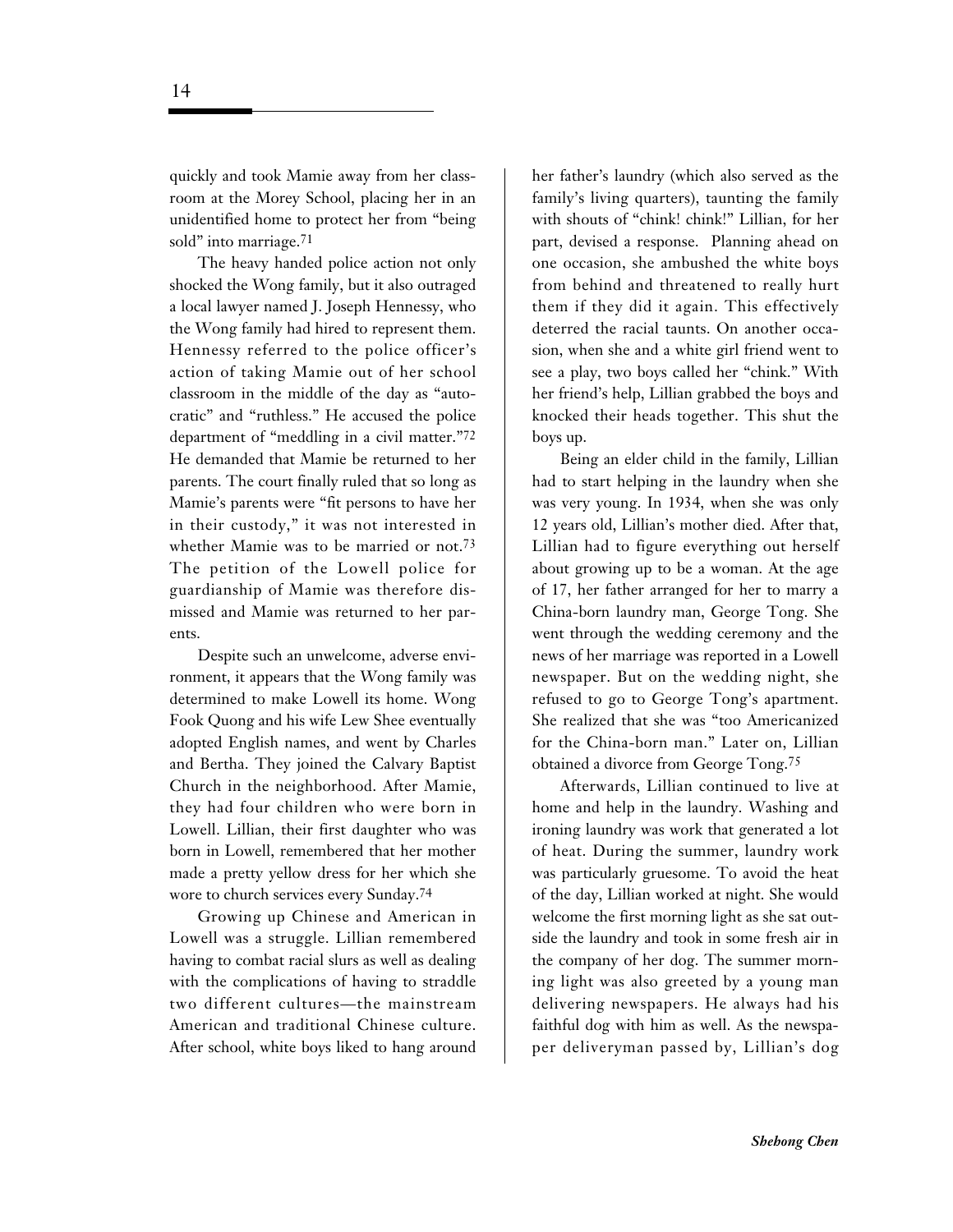quickly and took Mamie away from her classroom at the Morey School, placing her in an unidentified home to protect her from "being sold" into marriage.[71]

The heavy handed police action not only shocked the Wong family, but it also outraged a local lawyer named J. Joseph Hennessy, who the Wong family had hired to represent them. Hennessy referred to the police officer's action of taking Mamie out of her school classroom in the middle of the day as "autocratic" and "ruthless." He accused the police department of "meddling in a civil matter."[72] He demanded that Mamie be returned to her parents. The court finally ruled that so long as Mamie's parents were "fit persons to have her in their custody," it was not interested in whether Mamie was to be married or not.[73] The petition of the Lowell police for guardianship of Mamie was therefore dismissed and Mamie was returned to her parents.

Despite such an unwelcome, adverse environment, it appears that the Wong family was determined to make Lowell its home. Wong Fook Quong and his wife Lew Shee eventually adopted English names, and went by Charles and Bertha. They joined the Calvary Baptist Church in the neighborhood. After Mamie, they had four children who were born in Lowell. Lillian, their first daughter who was born in Lowell, remembered that her mother made a pretty yellow dress for her which she wore to church services every Sunday.[74]

Growing up Chinese and American in Lowell was a struggle. Lillian remembered having to combat racial slurs as well as dealing with the complications of having to straddle two different cultures—the mainstream American and traditional Chinese culture. After school, white boys liked to hang around her father's laundry (which also served as the family's living quarters), taunting the family with shouts of "chink! chink!" Lillian, for her part, devised a response. Planning ahead on one occasion, she ambushed the white boys from behind and threatened to really hurt them if they did it again. This effectively deterred the racial taunts. On another occasion, when she and a white girl friend went to see a play, two boys called her "chink." With her friend's help, Lillian grabbed the boys and knocked their heads together. This shut the boys up.

Being an elder child in the family, Lillian had to start helping in the laundry when she was very young. In 1934, when she was only 12 years old, Lillian's mother died. After that, Lillian had to figure everything out herself about growing up to be a woman. At the age of 17, her father arranged for her to marry a China-born laundry man, George Tong. She went through the wedding ceremony and the news of her marriage was reported in a Lowell newspaper. But on the wedding night, she refused to go to George Tong's apartment. She realized that she was "too Americanized for the China-born man." Later on, Lillian obtained a divorce from George Tong.[75]

Afterwards, Lillian continued to live at home and help in the laundry. Washing and ironing laundry was work that generated a lot of heat. During the summer, laundry work was particularly gruesome. To avoid the heat of the day, Lillian worked at night. She would welcome the first morning light as she sat outside the laundry and took in some fresh air in the company of her dog. The summer morning light was also greeted by a young man delivering newspapers. He always had his faithful dog with him as well. As the newspaper deliveryman passed by, Lillian's dog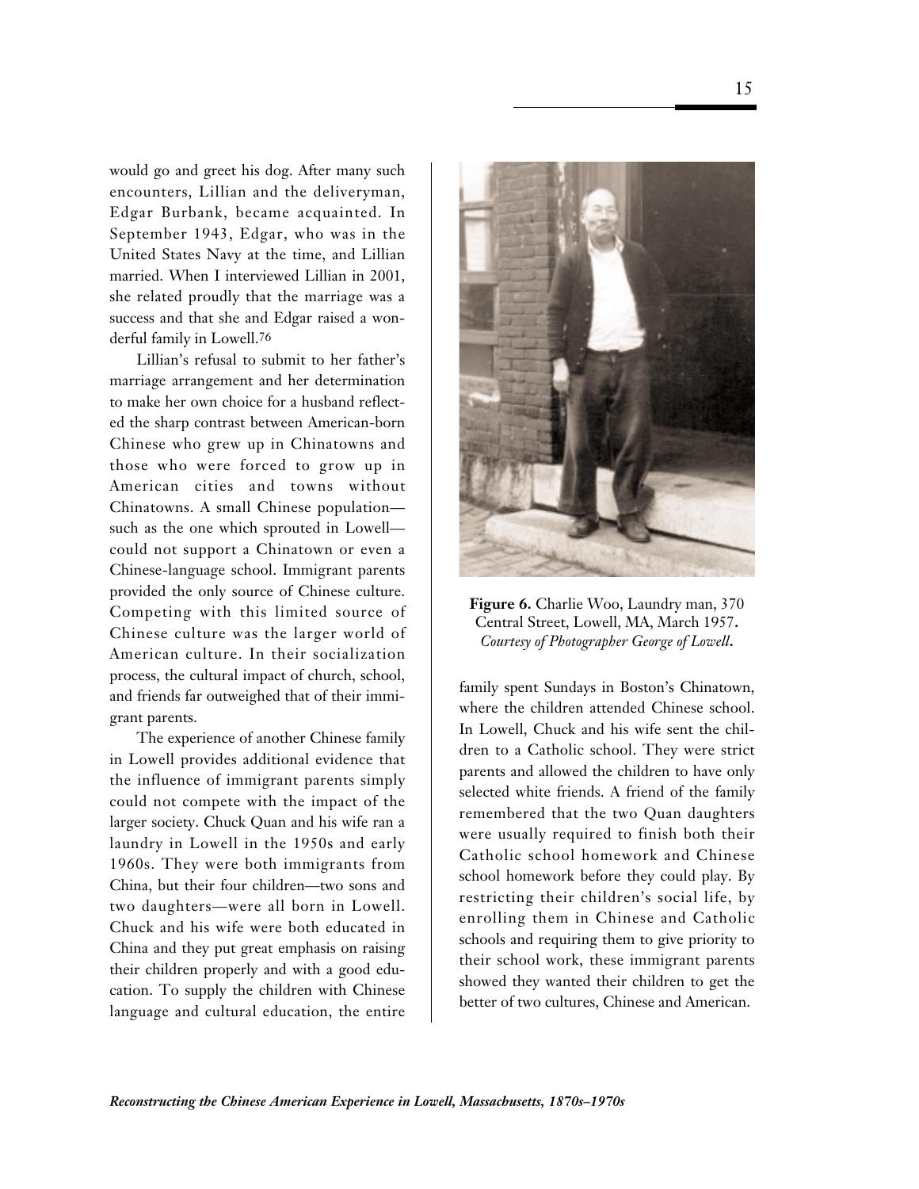would go and greet his dog. After many such encounters, Lillian and the deliveryman, Edgar Burbank, became acquainted. In September 1943, Edgar, who was in the United States Navy at the time, and Lillian married. When I interviewed Lillian in 2001, she related proudly that the marriage was a success and that she and Edgar raised a wonderful family in Lowell.[76]

Lillian's refusal to submit to her father's marriage arrangement and her determination to make her own choice for a husband reflected the sharp contrast between American-born Chinese who grew up in Chinatowns and those who were forced to grow up in American cities and towns without Chinatowns. A small Chinese population—such as the one which sprouted in Lowell—could not support a Chinatown or even a Chinese-language school. Immigrant parents provided the only source of Chinese culture. Competing with this limited source of Chinese culture was the larger world of American culture. In their socialization process, the cultural impact of church, school, and friends far outweighed that of their immigrant parents.

The experience of another Chinese family in Lowell provides additional evidence that the influence of immigrant parents simply could not compete with the impact of the larger society. Chuck Quan and his wife ran a laundry in Lowell in the 1950s and early 1960s. They were both immigrants from China, but their four children—two sons and two daughters—were all born in Lowell. Chuck and his wife were both educated in China and they put great emphasis on raising their children properly and with a good education. To supply the children with Chinese language and cultural education, the entire family spent Sundays in Boston's Chinatown, where the children attended Chinese school. In Lowell, Chuck and his wife sent the children to a Catholic school. They were strict parents and allowed the children to have only selected white friends. A friend of the family remembered that the two Quan daughters were usually required to finish both their Catholic school homework and Chinese school homework before they could play. By restricting their children's social life, by enrolling them in Chinese and Catholic schools and requiring them to give priority to their school work, these immigrant parents showed they wanted their children to get the better of two cultures, Chinese and American.

**Figure 6.** Charlie Woo, Laundry man, 370 Central Street, Lowell, MA, March 1957. *Courtesy of Photographer George of Lowell.*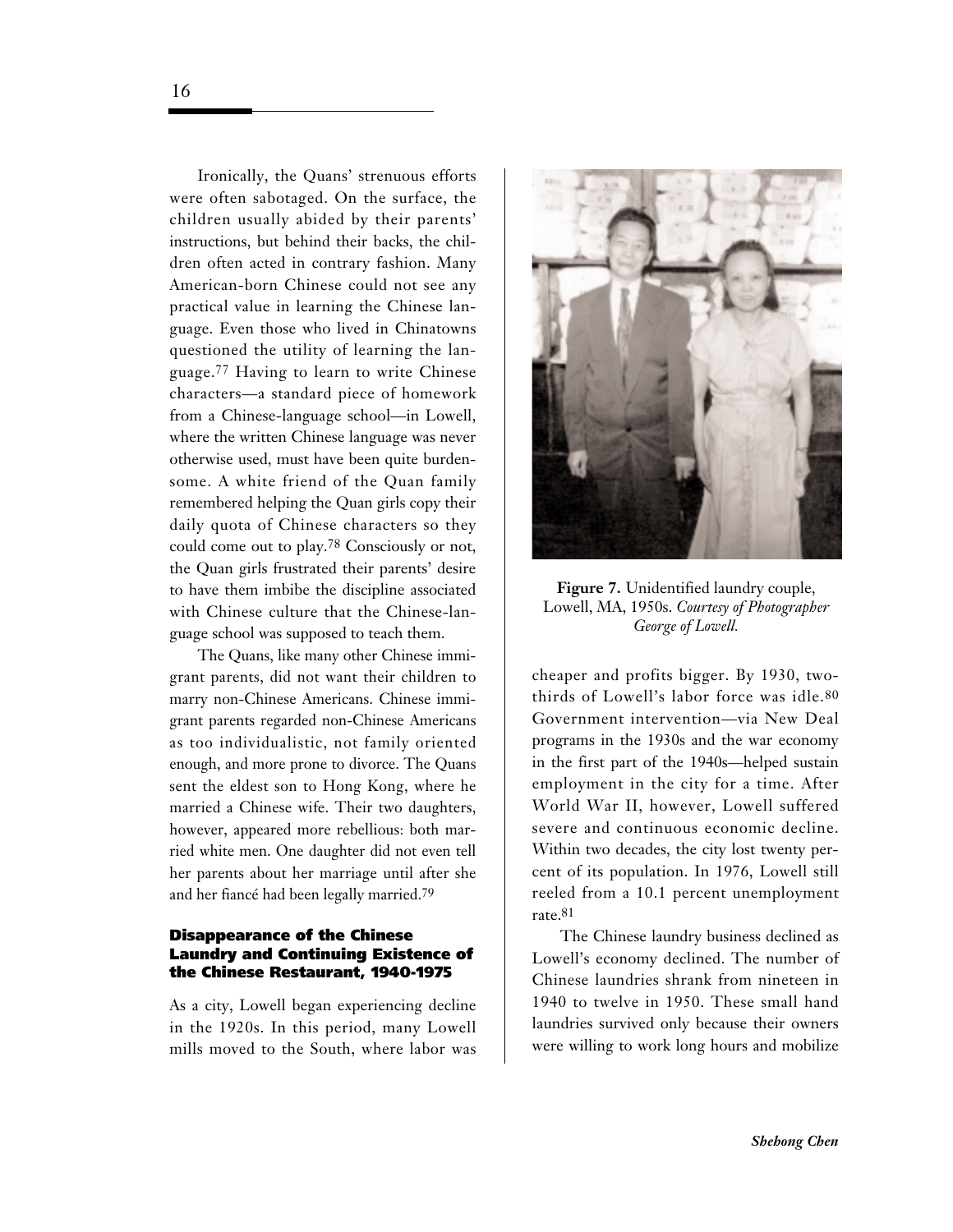Ironically, the Quans' strenuous efforts were often sabotaged. On the surface, the children usually abided by their parents' instructions, but behind their backs, the children often acted in contrary fashion. Many American-born Chinese could not see any practical value in learning the Chinese language. Even those who lived in Chinatowns questioned the utility of learning the language.[77] Having to learn to write Chinese characters—a standard piece of homework from a Chinese-language school—in Lowell, where the written Chinese language was never otherwise used, must have been quite burdensome. A white friend of the Quan family remembered helping the Quan girls copy their daily quota of Chinese characters so they could come out to play.[78] Consciously or not, the Quan girls frustrated their parents' desire to have them imbibe the discipline associated with Chinese culture that the Chinese-language school was supposed to teach them.

The Quans, like many other Chinese immigrant parents, did not want their children to marry non-Chinese Americans. Chinese immigrant parents regarded non-Chinese Americans as too individualistic, not family oriented enough, and more prone to divorce. The Quans sent the eldest son to Hong Kong, where he married a Chinese wife. Their two daughters, however, appeared more rebellious: both married white men. One daughter did not even tell her parents about her marriage until after she and her fiancé had been legally married.[79]

**Figure 7.** Unidentified laundry couple, Lowell, MA, 1950s. *Courtesy of Photographer George of Lowell.*

## Disappearance of the Chinese Laundry and Continuing Existence of the Chinese Restaurant, 1940-1975

As a city, Lowell began experiencing decline in the 1920s. In this period, many Lowell mills moved to the South, where labor was cheaper and profits bigger. By 1930, two-thirds of Lowell's labor force was idle.[80] Government intervention—via New Deal programs in the 1930s and the war economy in the first part of the 1940s—helped sustain employment in the city for a time. After World War II, however, Lowell suffered severe and continuous economic decline. Within two decades, the city lost twenty percent of its population. In 1976, Lowell still reeled from a 10.1 percent unemployment rate.[81]

The Chinese laundry business declined as Lowell's economy declined. The number of Chinese laundries shrank from nineteen in 1940 to twelve in 1950. These small hand laundries survived only because their owners were willing to work long hours and mobilize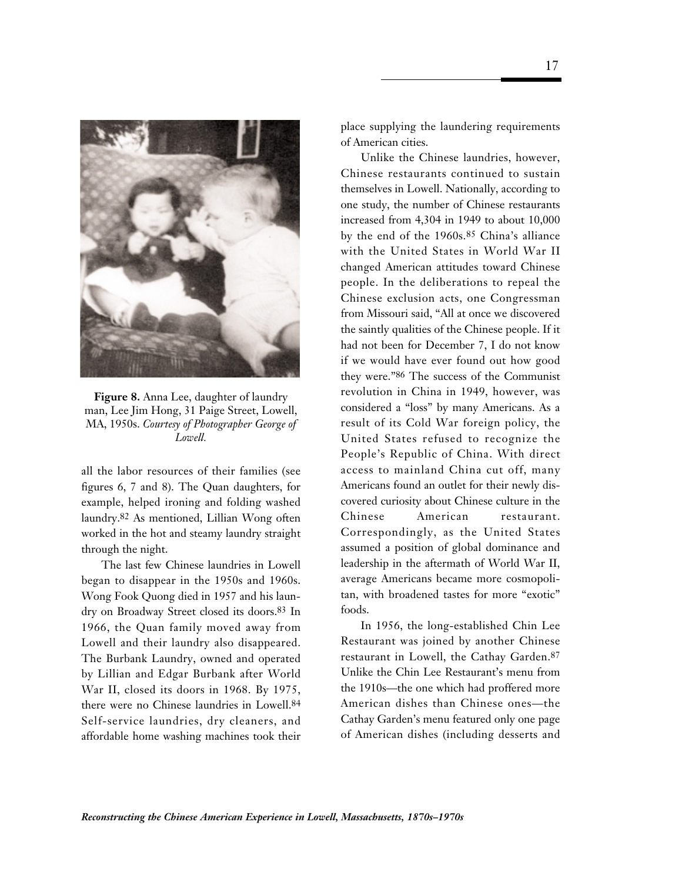**Figure 8.** Anna Lee, daughter of laundry man, Lee Jim Hong, 31 Paige Street, Lowell, MA, 1950s. *Courtesy of Photographer George of Lowell.*

all the labor resources of their families (see figures 6, 7 and 8). The Quan daughters, for example, helped ironing and folding washed laundry.[82] As mentioned, Lillian Wong often worked in the hot and steamy laundry straight through the night.

The last few Chinese laundries in Lowell began to disappear in the 1950s and 1960s. Wong Fook Quong died in 1957 and his laundry on Broadway Street closed its doors.[83] In 1966, the Quan family moved away from Lowell and their laundry also disappeared. The Burbank Laundry, owned and operated by Lillian and Edgar Burbank after World War II, closed its doors in 1968. By 1975, there were no Chinese laundries in Lowell.[84] Self-service laundries, dry cleaners, and affordable home washing machines took their place supplying the laundering requirements of American cities.

Unlike the Chinese laundries, however, Chinese restaurants continued to sustain themselves in Lowell. Nationally, according to one study, the number of Chinese restaurants increased from 4,304 in 1949 to about 10,000 by the end of the 1960s.[85] China's alliance with the United States in World War II changed American attitudes toward Chinese people. In the deliberations to repeal the Chinese exclusion acts, one Congressman from Missouri said, "All at once we discovered the saintly qualities of the Chinese people. If it had not been for December 7, I do not know if we would have ever found out how good they were."[86] The success of the Communist revolution in China in 1949, however, was considered a "loss" by many Americans. As a result of its Cold War foreign policy, the United States refused to recognize the People's Republic of China. With direct access to mainland China cut off, many Americans found an outlet for their newly discovered curiosity about Chinese culture in the Chinese American restaurant. Correspondingly, as the United States assumed a position of global dominance and leadership in the aftermath of World War II, average Americans became more cosmopolitan, with broadened tastes for more "exotic" foods.

In 1956, the long-established Chin Lee Restaurant was joined by another Chinese restaurant in Lowell, the Cathay Garden.[87] Unlike the Chin Lee Restaurant's menu from the 1910s—the one which had proffered more American dishes than Chinese ones—the Cathay Garden's menu featured only one page of American dishes (including desserts and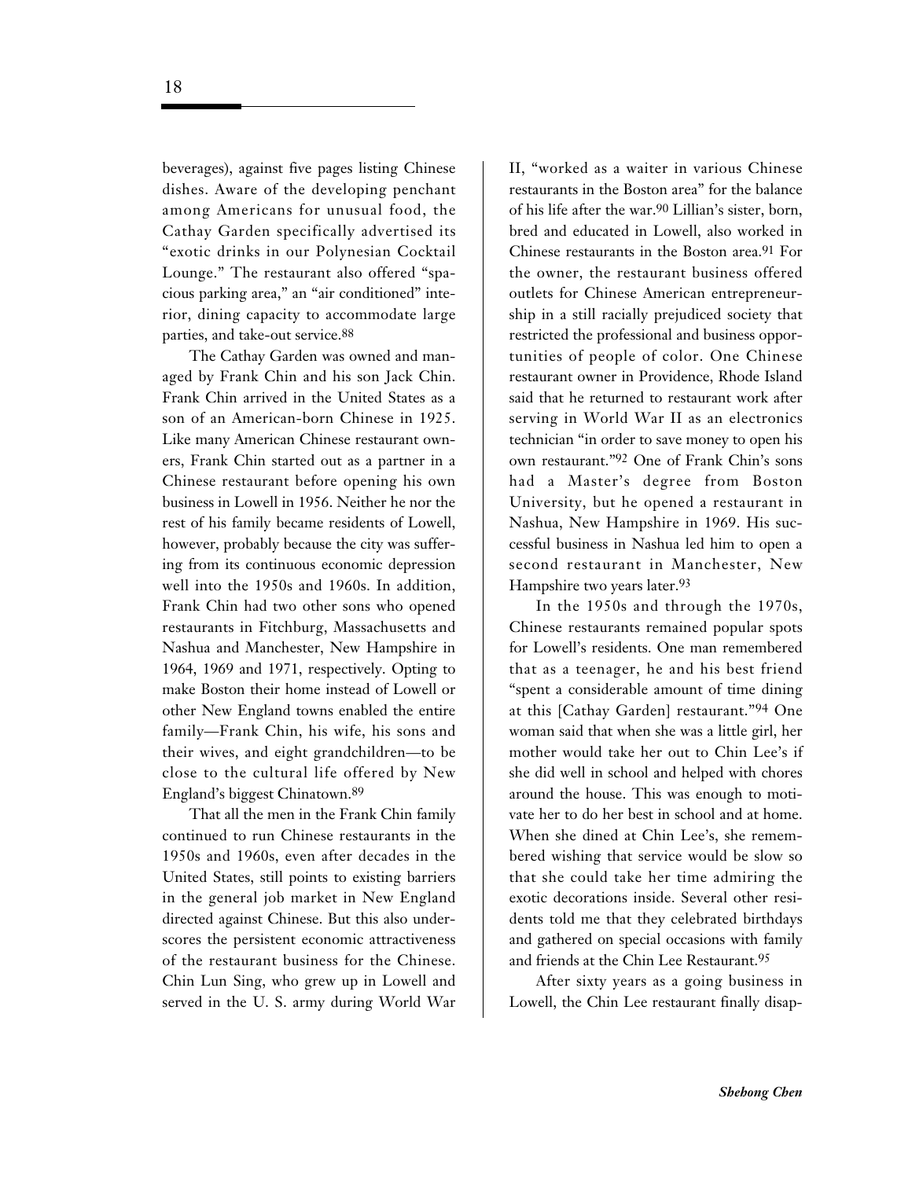beverages), against five pages listing Chinese dishes. Aware of the developing penchant among Americans for unusual food, the Cathay Garden specifically advertised its "exotic drinks in our Polynesian Cocktail Lounge." The restaurant also offered "spacious parking area," an "air conditioned" interior, dining capacity to accommodate large parties, and take-out service.[88]

The Cathay Garden was owned and managed by Frank Chin and his son Jack Chin. Frank Chin arrived in the United States as a son of an American-born Chinese in 1925. Like many American Chinese restaurant owners, Frank Chin started out as a partner in a Chinese restaurant before opening his own business in Lowell in 1956. Neither he nor the rest of his family became residents of Lowell, however, probably because the city was suffering from its continuous economic depression well into the 1950s and 1960s. In addition, Frank Chin had two other sons who opened restaurants in Fitchburg, Massachusetts and Nashua and Manchester, New Hampshire in 1964, 1969 and 1971, respectively. Opting to make Boston their home instead of Lowell or other New England towns enabled the entire family—Frank Chin, his wife, his sons and their wives, and eight grandchildren—to be close to the cultural life offered by New England's biggest Chinatown.[89]

That all the men in the Frank Chin family continued to run Chinese restaurants in the 1950s and 1960s, even after decades in the United States, still points to existing barriers in the general job market in New England directed against Chinese. But this also underscores the persistent economic attractiveness of the restaurant business for the Chinese. Chin Lun Sing, who grew up in Lowell and served in the U. S. army during World War II, "worked as a waiter in various Chinese restaurants in the Boston area" for the balance of his life after the war.[90] Lillian's sister, born, bred and educated in Lowell, also worked in Chinese restaurants in the Boston area.[91] For the owner, the restaurant business offered outlets for Chinese American entrepreneurship in a still racially prejudiced society that restricted the professional and business opportunities of people of color. One Chinese restaurant owner in Providence, Rhode Island said that he returned to restaurant work after serving in World War II as an electronics technician "in order to save money to open his own restaurant."[92] One of Frank Chin's sons had a Master's degree from Boston University, but he opened a restaurant in Nashua, New Hampshire in 1969. His successful business in Nashua led him to open a second restaurant in Manchester, New Hampshire two years later.[93]

In the 1950s and through the 1970s, Chinese restaurants remained popular spots for Lowell's residents. One man remembered that as a teenager, he and his best friend "spent a considerable amount of time dining at this [Cathay Garden] restaurant."[94] One woman said that when she was a little girl, her mother would take her out to Chin Lee's if she did well in school and helped with chores around the house. This was enough to motivate her to do her best in school and at home. When she dined at Chin Lee's, she remembered wishing that service would be slow so that she could take her time admiring the exotic decorations inside. Several other residents told me that they celebrated birthdays and gathered on special occasions with family and friends at the Chin Lee Restaurant.[95]

After sixty years as a going business in Lowell, the Chin Lee restaurant finally disap-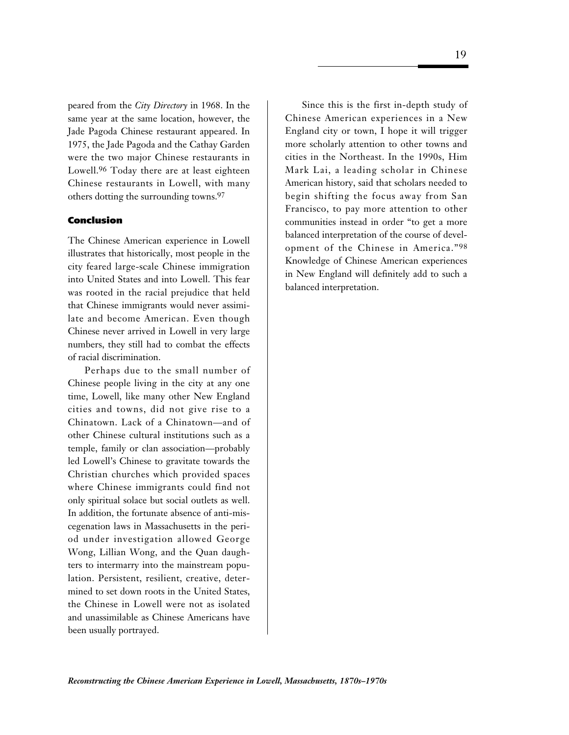peared from the *City Directory* in 1968. In the same year at the same location, however, the Jade Pagoda Chinese restaurant appeared. In 1975, the Jade Pagoda and the Cathay Garden were the two major Chinese restaurants in Lowell.[96] Today there are at least eighteen Chinese restaurants in Lowell, with many others dotting the surrounding towns.[97]

#### Conclusion

The Chinese American experience in Lowell illustrates that historically, most people in the city feared large-scale Chinese immigration into United States and into Lowell. This fear was rooted in the racial prejudice that held that Chinese immigrants would never assimilate and become American. Even though Chinese never arrived in Lowell in very large numbers, they still had to combat the effects of racial discrimination.

Perhaps due to the small number of Chinese people living in the city at any one time, Lowell, like many other New England cities and towns, did not give rise to a Chinatown. Lack of a Chinatown—and of other Chinese cultural institutions such as a temple, family or clan association—probably led Lowell's Chinese to gravitate towards the Christian churches which provided spaces where Chinese immigrants could find not only spiritual solace but social outlets as well. In addition, the fortunate absence of anti-miscegenation laws in Massachusetts in the period under investigation allowed George Wong, Lillian Wong, and the Quan daughters to intermarry into the mainstream population. Persistent, resilient, creative, determined to set down roots in the United States, the Chinese in Lowell were not as isolated and unassimilable as Chinese Americans have been usually portrayed.

Since this is the first in-depth study of Chinese American experiences in a New England city or town, I hope it will trigger more scholarly attention to other towns and cities in the Northeast. In the 1990s, Him Mark Lai, a leading scholar in Chinese American history, said that scholars needed to begin shifting the focus away from San Francisco, to pay more attention to other communities instead in order "to get a more balanced interpretation of the course of development of the Chinese in America."[98] Knowledge of Chinese American experiences in New England will definitely add to such a balanced interpretation.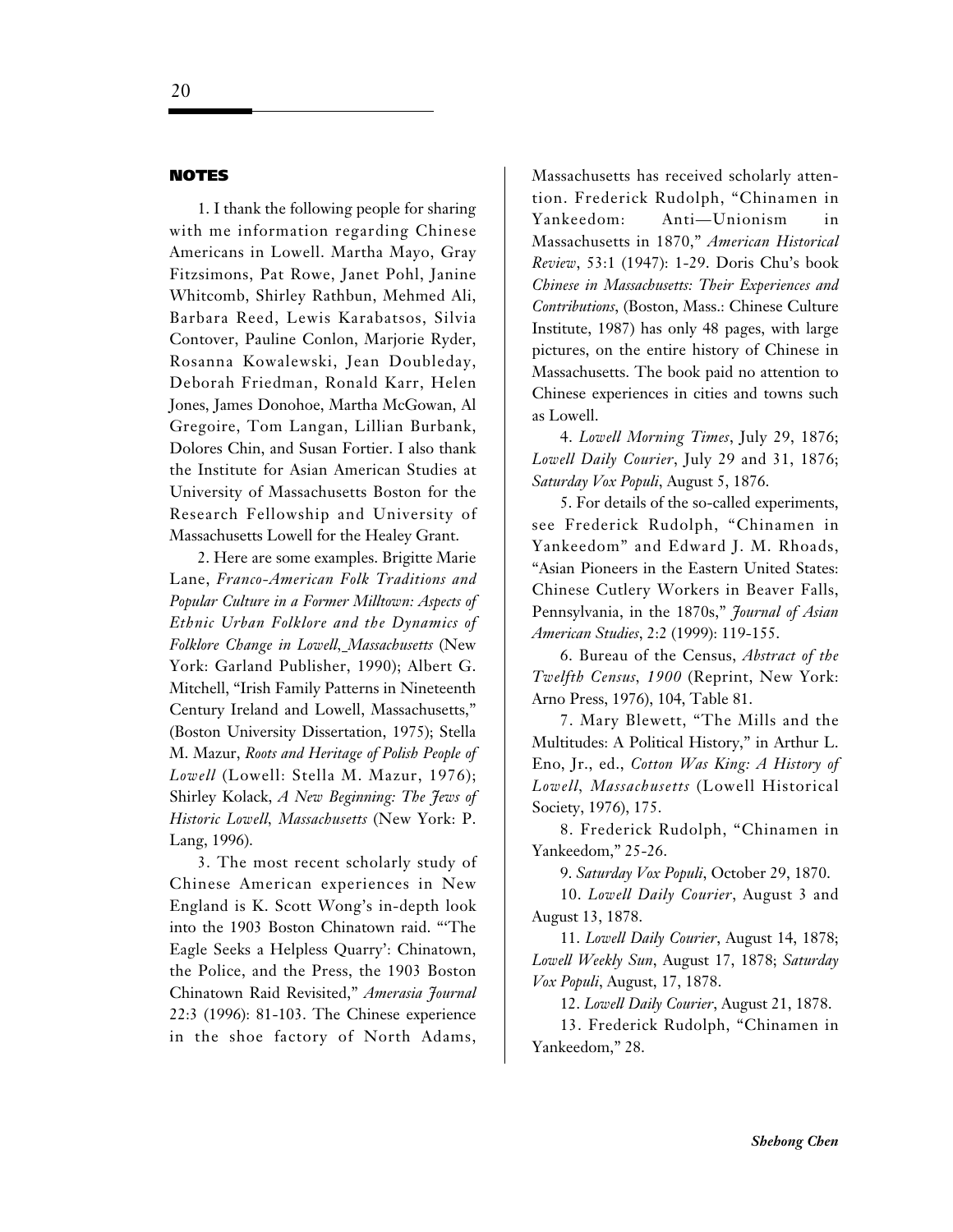## NOTES

1. I thank the following people for sharing with me information regarding Chinese Americans in Lowell. Martha Mayo, Gray Fitzsimons, Pat Rowe, Janet Pohl, Janine Whitcomb, Shirley Rathbun, Mehmed Ali, Barbara Reed, Lewis Karabatsos, Silvia Contover, Pauline Conlon, Marjorie Ryder, Rosanna Kowalewski, Jean Doubleday, Deborah Friedman, Ronald Karr, Helen Jones, James Donohoe, Martha McGowan, Al Gregoire, Tom Langan, Lillian Burbank, Dolores Chin, and Susan Fortier. I also thank the Institute for Asian American Studies at University of Massachusetts Boston for the Research Fellowship and University of Massachusetts Lowell for the Healey Grant.

2. Here are some examples. Brigitte Marie Lane, *Franco-American Folk Traditions and Popular Culture in a Former Milltown: Aspects of Ethnic Urban Folklore and the Dynamics of Folklore Change in Lowell, Massachusetts* (New York: Garland Publisher, 1990); Albert G. Mitchell, "Irish Family Patterns in Nineteenth Century Ireland and Lowell, Massachusetts," (Boston University Dissertation, 1975); Stella M. Mazur, *Roots and Heritage of Polish People of Lowell* (Lowell: Stella M. Mazur, 1976); Shirley Kolack, *A New Beginning: The Jews of Historic Lowell, Massachusetts* (New York: P. Lang, 1996).

3. The most recent scholarly study of Chinese American experiences in New England is K. Scott Wong's in-depth look into the 1903 Boston Chinatown raid. "'The Eagle Seeks a Helpless Quarry': Chinatown, the Police, and the Press, the 1903 Boston Chinatown Raid Revisited," *Amerasia Journal* 22:3 (1996): 81-103. The Chinese experience in the shoe factory of North Adams, Massachusetts has received scholarly attention. Frederick Rudolph, "Chinamen in Yankeedom: Anti—Unionism in Massachusetts in 1870," *American Historical Review*, 53:1 (1947): 1-29. Doris Chu's book *Chinese in Massachusetts: Their Experiences and Contributions*, (Boston, Mass.: Chinese Culture Institute, 1987) has only 48 pages, with large pictures, on the entire history of Chinese in Massachusetts. The book paid no attention to Chinese experiences in cities and towns such as Lowell.

4. *Lowell Morning Times*, July 29, 1876; *Lowell Daily Courier*, July 29 and 31, 1876; *Saturday Vox Populi*, August 5, 1876.

5. For details of the so-called experiments, see Frederick Rudolph, "Chinamen in Yankeedom" and Edward J. M. Rhoads, "Asian Pioneers in the Eastern United States: Chinese Cutlery Workers in Beaver Falls, Pennsylvania, in the 1870s," *Journal of Asian American Studies*, 2:2 (1999): 119-155.

6. Bureau of the Census, *Abstract of the Twelfth Census, 1900* (Reprint, New York: Arno Press, 1976), 104, Table 81.

7. Mary Blewett, "The Mills and the Multitudes: A Political History," in Arthur L. Eno, Jr., ed., *Cotton Was King: A History of Lowell, Massachusetts* (Lowell Historical Society, 1976), 175.

8. Frederick Rudolph, "Chinamen in Yankeedom," 25-26.

9. *Saturday Vox Populi*, October 29, 1870.

10. *Lowell Daily Courier*, August 3 and August 13, 1878.

11. *Lowell Daily Courier*, August 14, 1878; *Lowell Weekly Sun*, August 17, 1878; *Saturday Vox Populi*, August, 17, 1878.

12. *Lowell Daily Courier*, August 21, 1878.

13. Frederick Rudolph, "Chinamen in Yankeedom," 28.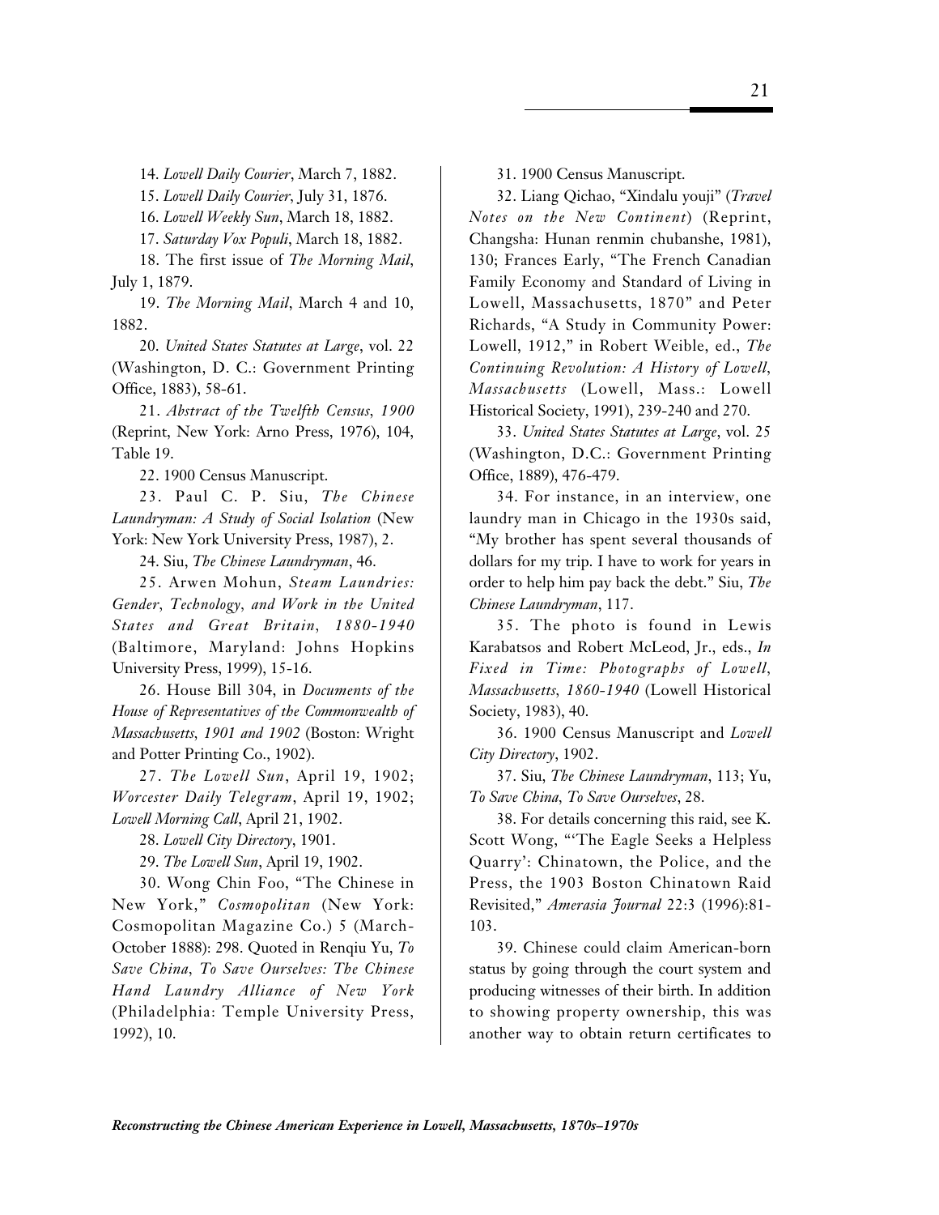14. *Lowell Daily Courier*, March 7, 1882.

15. *Lowell Daily Courier*, July 31, 1876.

16. *Lowell Weekly Sun*, March 18, 1882.

17. *Saturday Vox Populi*, March 18, 1882.

18. The first issue of *The Morning Mail*, July 1, 1879.

19. *The Morning Mail*, March 4 and 10, 1882.

20. *United States Statutes at Large*, vol. 22 (Washington, D. C.: Government Printing Office, 1883), 58-61.

21. *Abstract of the Twelfth Census, 1900* (Reprint, New York: Arno Press, 1976), 104, Table 19.

22. 1900 Census Manuscript.

23. Paul C. P. Siu, *The Chinese Laundryman: A Study of Social Isolation* (New York: New York University Press, 1987), 2.

24. Siu, *The Chinese Laundryman*, 46.

25. Arwen Mohun, *Steam Laundries: Gender, Technology, and Work in the United States and Great Britain, 1880-1940* (Baltimore, Maryland: Johns Hopkins University Press, 1999), 15-16.

26. House Bill 304, in *Documents of the House of Representatives of the Commonwealth of Massachusetts, 1901 and 1902* (Boston: Wright and Potter Printing Co., 1902).

27. *The Lowell Sun*, April 19, 1902; *Worcester Daily Telegram*, April 19, 1902; *Lowell Morning Call*, April 21, 1902.

28. *Lowell City Directory*, 1901.

29. *The Lowell Sun*, April 19, 1902.

30. Wong Chin Foo, "The Chinese in New York," *Cosmopolitan* (New York: Cosmopolitan Magazine Co.) 5 (March-October 1888): 298. Quoted in Renqiu Yu, *To Save China, To Save Ourselves: The Chinese Hand Laundry Alliance of New York* (Philadelphia: Temple University Press, 1992), 10.

31. 1900 Census Manuscript.

32. Liang Qichao, "Xindalu youji" (*Travel Notes on the New Continent*) (Reprint, Changsha: Hunan renmin chubanshe, 1981), 130; Frances Early, "The French Canadian Family Economy and Standard of Living in Lowell, Massachusetts, 1870" and Peter Richards, "A Study in Community Power: Lowell, 1912," in Robert Weible, ed., *The Continuing Revolution: A History of Lowell, Massachusetts* (Lowell, Mass.: Lowell Historical Society, 1991), 239-240 and 270.

33. *United States Statutes at Large*, vol. 25 (Washington, D.C.: Government Printing Office, 1889), 476-479.

34. For instance, in an interview, one laundry man in Chicago in the 1930s said, "My brother has spent several thousands of dollars for my trip. I have to work for years in order to help him pay back the debt." Siu, *The Chinese Laundryman*, 117.

35. The photo is found in Lewis Karabatsos and Robert McLeod, Jr., eds., *In Fixed in Time: Photographs of Lowell, Massachusetts, 1860-1940* (Lowell Historical Society, 1983), 40.

36. 1900 Census Manuscript and *Lowell City Directory*, 1902.

37. Siu, *The Chinese Laundryman*, 113; Yu, *To Save China, To Save Ourselves*, 28.

38. For details concerning this raid, see K. Scott Wong, "'The Eagle Seeks a Helpless Quarry': Chinatown, the Police, and the Press, the 1903 Boston Chinatown Raid Revisited," *Amerasia Journal* 22:3 (1996):81-103.

39. Chinese could claim American-born status by going through the court system and producing witnesses of their birth. In addition to showing property ownership, this was another way to obtain return certificates to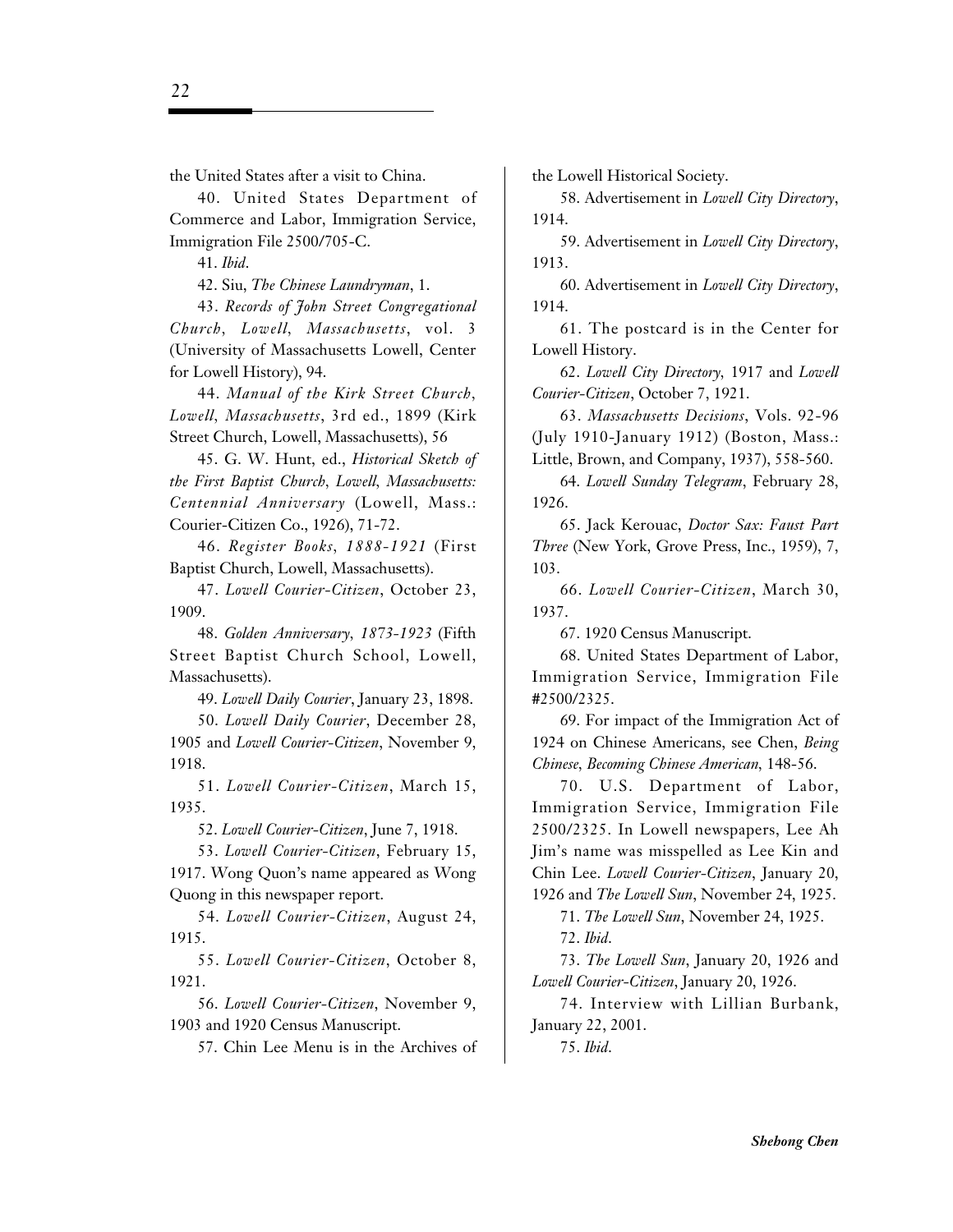the United States after a visit to China.

40. United States Department of Commerce and Labor, Immigration Service, Immigration File 2500/705-C.

41. *Ibid*.

42. Siu, *The Chinese Laundryman*, 1.

43. *Records of John Street Congregational Church, Lowell, Massachusetts*, vol. 3 (University of Massachusetts Lowell, Center for Lowell History), 94.

44. *Manual of the Kirk Street Church, Lowell, Massachusetts*, 3rd ed., 1899 (Kirk Street Church, Lowell, Massachusetts), 56

45. G. W. Hunt, ed., *Historical Sketch of the First Baptist Church, Lowell, Massachusetts: Centennial Anniversary* (Lowell, Mass.: Courier-Citizen Co., 1926), 71-72.

46. *Register Books, 1888-1921* (First Baptist Church, Lowell, Massachusetts).

47. *Lowell Courier-Citizen*, October 23, 1909.

48. *Golden Anniversary, 1873-1923* (Fifth Street Baptist Church School, Lowell, Massachusetts).

49. *Lowell Daily Courier*, January 23, 1898.

50. *Lowell Daily Courier*, December 28, 1905 and *Lowell Courier-Citizen*, November 9, 1918.

51. *Lowell Courier-Citizen*, March 15, 1935.

52. *Lowell Courier-Citizen*, June 7, 1918.

53. *Lowell Courier-Citizen*, February 15, 1917. Wong Quon's name appeared as Wong Quong in this newspaper report.

54. *Lowell Courier-Citizen*, August 24, 1915.

55. *Lowell Courier-Citizen*, October 8, 1921.

56. *Lowell Courier-Citizen*, November 9, 1903 and 1920 Census Manuscript.

57. Chin Lee Menu is in the Archives of the Lowell Historical Society.

58. Advertisement in *Lowell City Directory*, 1914.

59. Advertisement in *Lowell City Directory*, 1913.

60. Advertisement in *Lowell City Directory*, 1914.

61. The postcard is in the Center for Lowell History.

62. *Lowell City Directory*, 1917 and *Lowell Courier-Citizen*, October 7, 1921.

63. *Massachusetts Decisions*, Vols. 92-96 (July 1910-January 1912) (Boston, Mass.: Little, Brown, and Company, 1937), 558-560.

64. *Lowell Sunday Telegram*, February 28, 1926.

65. Jack Kerouac, *Doctor Sax: Faust Part Three* (New York, Grove Press, Inc., 1959), 7, 103.

66. *Lowell Courier-Citizen*, March 30, 1937.

67. 1920 Census Manuscript.

68. United States Department of Labor, Immigration Service, Immigration File #2500/2325.

69. For impact of the Immigration Act of 1924 on Chinese Americans, see Chen, *Being Chinese, Becoming Chinese American*, 148-56.

70. U.S. Department of Labor, Immigration Service, Immigration File 2500/2325. In Lowell newspapers, Lee Ah Jim's name was misspelled as Lee Kin and Chin Lee. *Lowell Courier-Citizen*, January 20, 1926 and *The Lowell Sun*, November 24, 1925.

71. *The Lowell Sun*, November 24, 1925.

72. *Ibid*.

73. *The Lowell Sun*, January 20, 1926 and *Lowell Courier-Citizen*, January 20, 1926.

74. Interview with Lillian Burbank, January 22, 2001.

75. *Ibid*.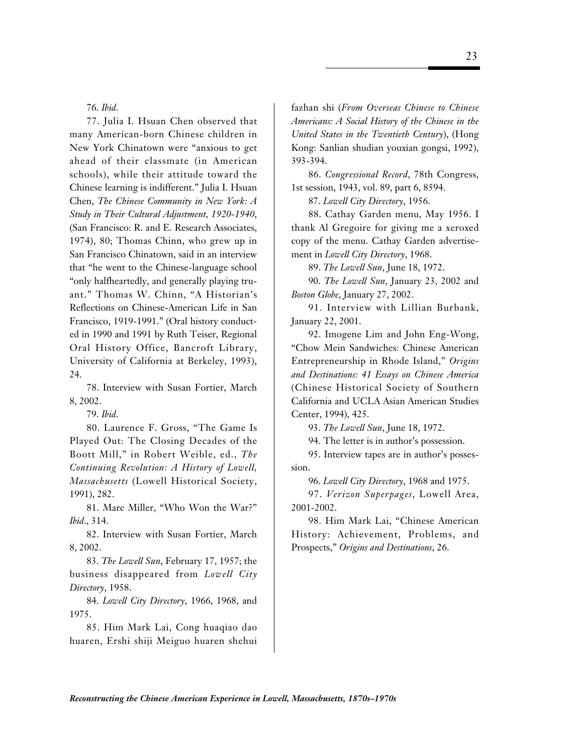76. *Ibid*.

77. Julia I. Hsuan Chen observed that many American-born Chinese children in New York Chinatown were "anxious to get ahead of their classmate (in American schools), while their attitude toward the Chinese learning is indifferent." Julia I. Hsuan Chen, *The Chinese Community in New York: A Study in Their Cultural Adjustment, 1920-1940*, (San Francisco: R. and E. Research Associates, 1974), 80; Thomas Chinn, who grew up in San Francisco Chinatown, said in an interview that "he went to the Chinese-language school "only halfheartedly, and generally playing truant." Thomas W. Chinn, "A Historian's Reflections on Chinese-American Life in San Francisco, 1919-1991." (Oral history conducted in 1990 and 1991 by Ruth Teiser, Regional Oral History Office, Bancroft Library, University of California at Berkeley, 1993), 24.

78. Interview with Susan Fortier, March 8, 2002.

79. *Ibid*.

80. Laurence F. Gross, "The Game Is Played Out: The Closing Decades of the Boott Mill," in Robert Weible, ed., *The Continuing Revolution: A History of Lowell, Massachusetts* (Lowell Historical Society, 1991), 282.

81. Marc Miller, "Who Won the War?" *Ibid*., 314.

82. Interview with Susan Fortier, March 8, 2002.

83. *The Lowell Sun*, February 17, 1957; the business disappeared from *Lowell City Directory*, 1958.

84. *Lowell City Directory*, 1966, 1968, and 1975.

85. Him Mark Lai, Cong huaqiao dao huaren, Ershi shiji Meiguo huaren shehui fazhan shi (*From Overseas Chinese to Chinese Americans: A Social History of the Chinese in the United States in the Twentieth Century*), (Hong Kong: Sanlian shudian youxian gongsi, 1992), 393-394.

86. *Congressional Record*, 78th Congress, 1st session, 1943, vol. 89, part 6, 8594.

87. *Lowell City Directory*, 1956.

88. Cathay Garden menu, May 1956. I thank Al Gregoire for giving me a xeroxed copy of the menu. Cathay Garden advertisement in *Lowell City Directory*, 1968.

89. *The Lowell Sun*, June 18, 1972.

90. *The Lowell Sun*, January 23, 2002 and *Boston Globe*, January 27, 2002.

91. Interview with Lillian Burbank, January 22, 2001.

92. Imogene Lim and John Eng-Wong, "Chow Mein Sandwiches: Chinese American Entrepreneurship in Rhode Island," *Origins and Destinations: 41 Essays on Chinese America* (Chinese Historical Society of Southern California and UCLA Asian American Studies Center, 1994), 425.

93. *The Lowell Sun*, June 18, 1972.

94. The letter is in author's possession.

95. Interview tapes are in author's possession.

96. *Lowell City Directory*, 1968 and 1975.

97. *Verizon Superpages*, Lowell Area, 2001-2002.

98. Him Mark Lai, "Chinese American History: Achievement, Problems, and Prospects," *Origins and Destinations*, 26.